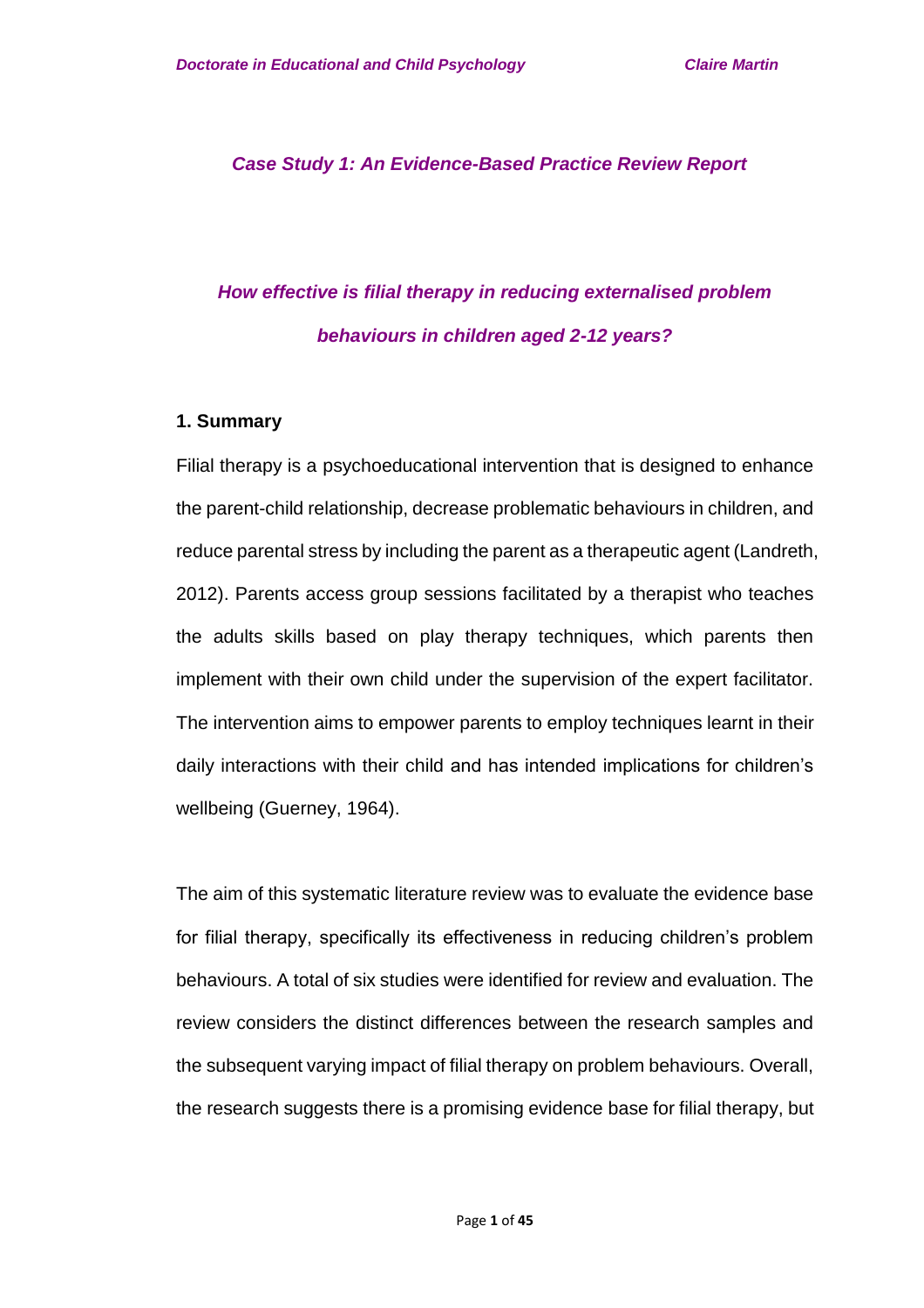*Case Study 1: An Evidence-Based Practice Review Report*

# *How effective is filial therapy in reducing externalised problem behaviours in children aged 2-12 years?*

## 1. Summary

Filial therapy is a psychoeducational intervention that is designed to enhance the parent-child relationship, decrease problematic behaviours in children, and reduce parental stress by including the parent as a therapeutic agent (Landreth, 2012). Parents access group sessions facilitated by a therapist who teaches the adults skills based on play therapy techniques, which parents then implement with their own child under the supervision of the expert facilitator. The intervention aims to empower parents to employ techniques learnt in their daily interactions with their child and has intended implications for children's wellbeing (Guerney, 1964).

The aim of this systematic literature review was to evaluate the evidence base for filial therapy, specifically its effectiveness in reducing children's problem behaviours. A total of six studies were identified for review and evaluation. The review considers the distinct differences between the research samples and the subsequent varying impact of filial therapy on problem behaviours. Overall, the research suggests there is a promising evidence base for filial therapy, but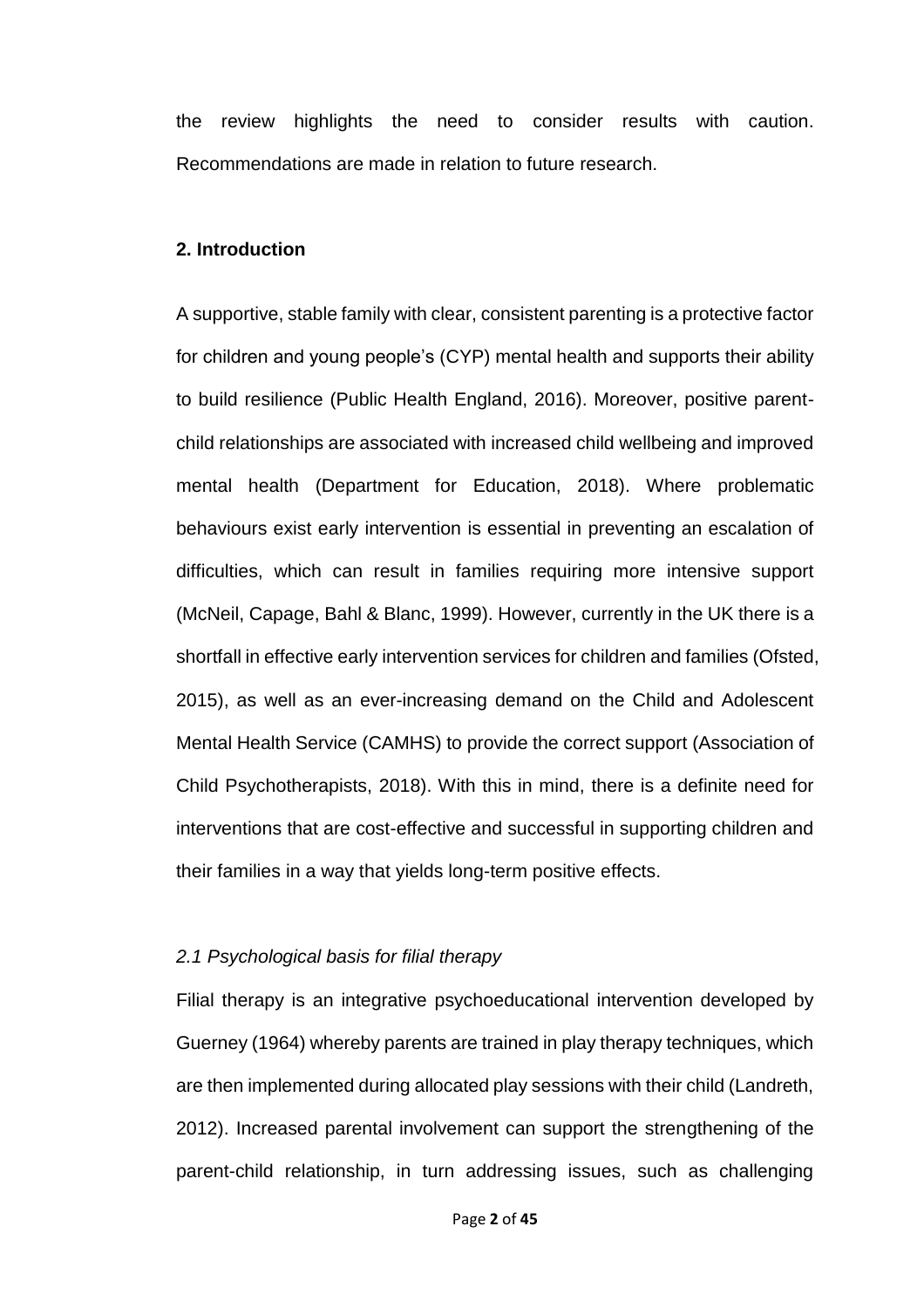the review highlights the need to consider results with caution. Recommendations are made in relation to future research.

## 2. Introduction

A supportive, stable family with clear, consistent parenting is a protective factor for children and young people's (CYP) mental health and supports their ability to build resilience (Public Health England, 2016). Moreover, positive parent-child relationships are associated with increased child wellbeing and improved mental health (Department for Education, 2018). Where problematic behaviours exist early intervention is essential in preventing an escalation of difficulties, which can result in families requiring more intensive support (McNeil, Capage, Bahl & Blanc, 1999). However, currently in the UK there is a shortfall in effective early intervention services for children and families (Ofsted, 2015), as well as an ever-increasing demand on the Child and Adolescent Mental Health Service (CAMHS) to provide the correct support (Association of Child Psychotherapists, 2018). With this in mind, there is a definite need for interventions that are cost-effective and successful in supporting children and their families in a way that yields long-term positive effects.

### *2.1 Psychological basis for filial therapy*

Filial therapy is an integrative psychoeducational intervention developed by Guerney (1964) whereby parents are trained in play therapy techniques, which are then implemented during allocated play sessions with their child (Landreth, 2012). Increased parental involvement can support the strengthening of the parent-child relationship, in turn addressing issues, such as challenging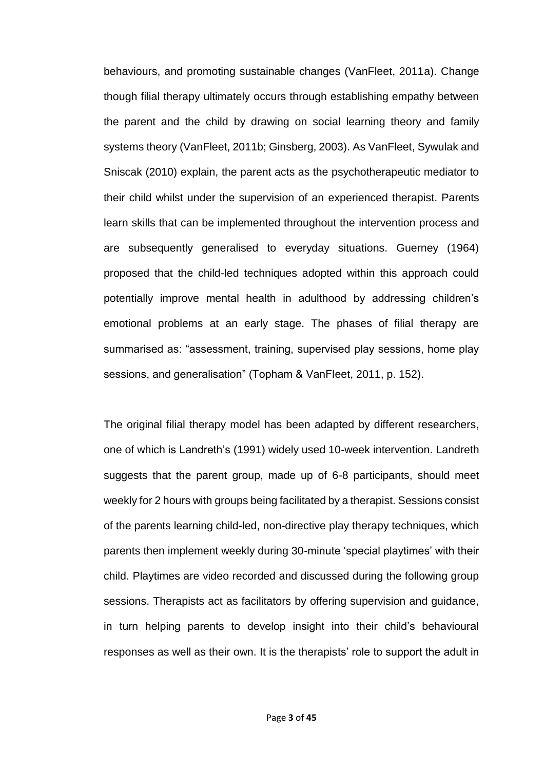behaviours, and promoting sustainable changes (VanFleet, 2011a). Change though filial therapy ultimately occurs through establishing empathy between the parent and the child by drawing on social learning theory and family systems theory (VanFleet, 2011b; Ginsberg, 2003). As VanFleet, Sywulak and Sniscak (2010) explain, the parent acts as the psychotherapeutic mediator to their child whilst under the supervision of an experienced therapist. Parents learn skills that can be implemented throughout the intervention process and are subsequently generalised to everyday situations. Guerney (1964) proposed that the child-led techniques adopted within this approach could potentially improve mental health in adulthood by addressing children's emotional problems at an early stage. The phases of filial therapy are summarised as: "assessment, training, supervised play sessions, home play sessions, and generalisation" (Topham & VanFleet, 2011, p. 152).

The original filial therapy model has been adapted by different researchers, one of which is Landreth's (1991) widely used 10-week intervention. Landreth suggests that the parent group, made up of 6-8 participants, should meet weekly for 2 hours with groups being facilitated by a therapist. Sessions consist of the parents learning child-led, non-directive play therapy techniques, which parents then implement weekly during 30-minute 'special playtimes' with their child. Playtimes are video recorded and discussed during the following group sessions. Therapists act as facilitators by offering supervision and guidance, in turn helping parents to develop insight into their child's behavioural responses as well as their own. It is the therapists' role to support the adult in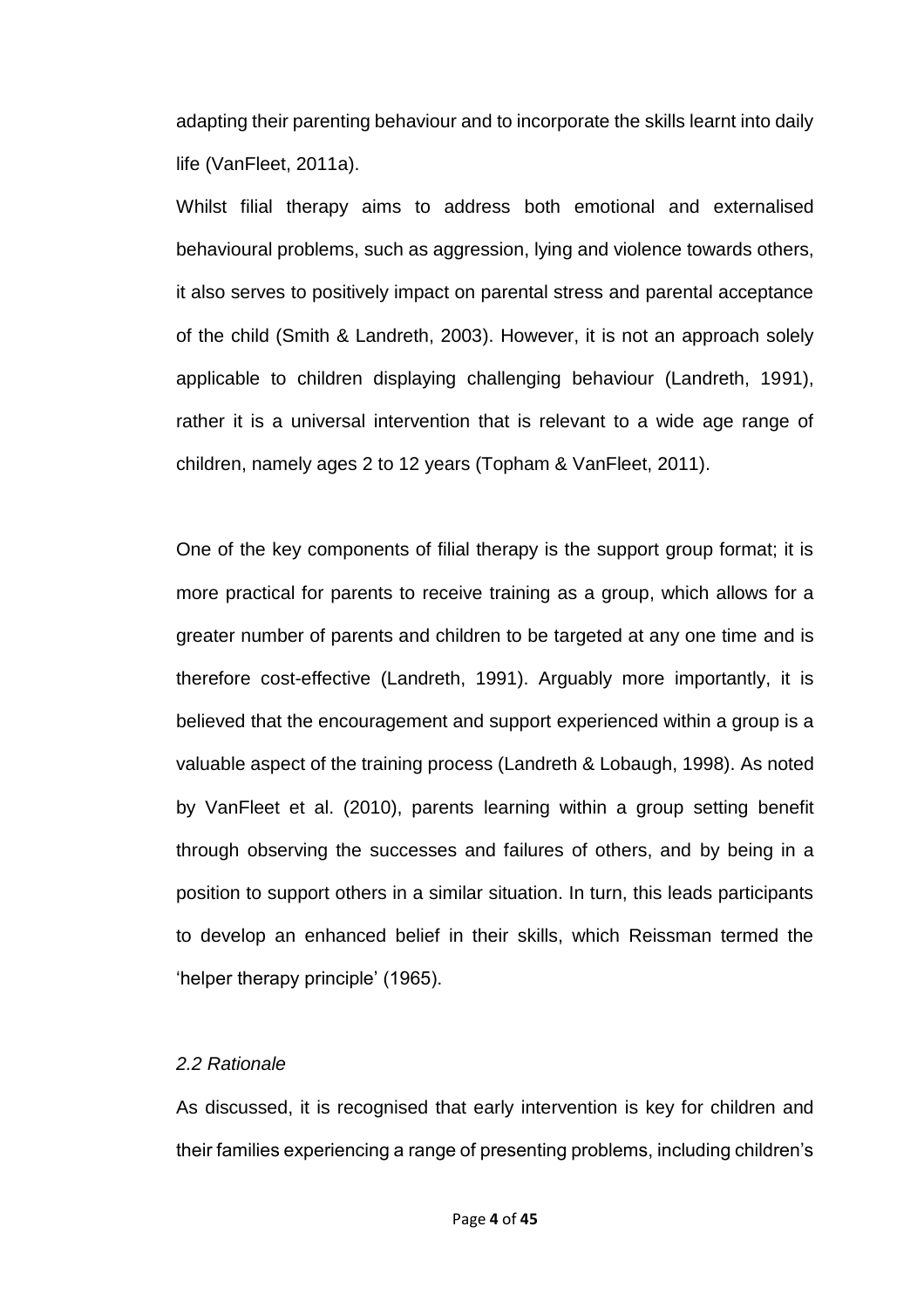adapting their parenting behaviour and to incorporate the skills learnt into daily life (VanFleet, 2011a).

Whilst filial therapy aims to address both emotional and externalised behavioural problems, such as aggression, lying and violence towards others, it also serves to positively impact on parental stress and parental acceptance of the child (Smith & Landreth, 2003). However, it is not an approach solely applicable to children displaying challenging behaviour (Landreth, 1991), rather it is a universal intervention that is relevant to a wide age range of children, namely ages 2 to 12 years (Topham & VanFleet, 2011).

One of the key components of filial therapy is the support group format; it is more practical for parents to receive training as a group, which allows for a greater number of parents and children to be targeted at any one time and is therefore cost-effective (Landreth, 1991). Arguably more importantly, it is believed that the encouragement and support experienced within a group is a valuable aspect of the training process (Landreth & Lobaugh, 1998). As noted by VanFleet et al. (2010), parents learning within a group setting benefit through observing the successes and failures of others, and by being in a position to support others in a similar situation. In turn, this leads participants to develop an enhanced belief in their skills, which Reissman termed the 'helper therapy principle' (1965).

### *2.2 Rationale*

As discussed, it is recognised that early intervention is key for children and their families experiencing a range of presenting problems, including children's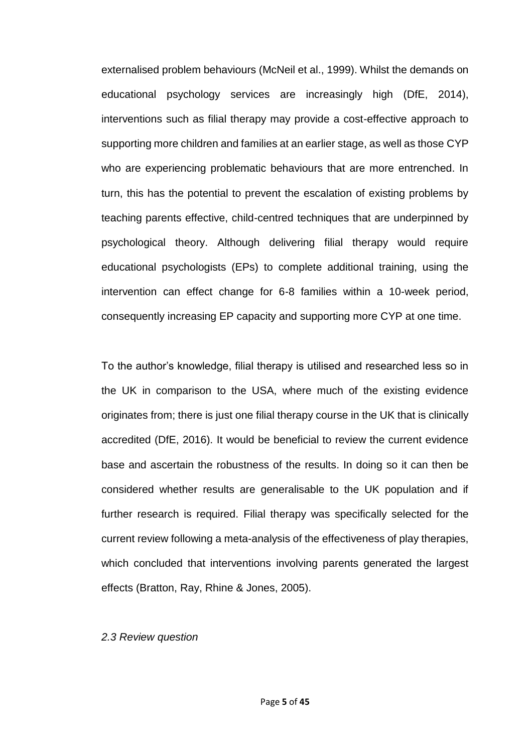externalised problem behaviours (McNeil et al., 1999). Whilst the demands on educational psychology services are increasingly high (DfE, 2014), interventions such as filial therapy may provide a cost-effective approach to supporting more children and families at an earlier stage, as well as those CYP who are experiencing problematic behaviours that are more entrenched. In turn, this has the potential to prevent the escalation of existing problems by teaching parents effective, child-centred techniques that are underpinned by psychological theory. Although delivering filial therapy would require educational psychologists (EPs) to complete additional training, using the intervention can effect change for 6-8 families within a 10-week period, consequently increasing EP capacity and supporting more CYP at one time.

To the author's knowledge, filial therapy is utilised and researched less so in the UK in comparison to the USA, where much of the existing evidence originates from; there is just one filial therapy course in the UK that is clinically accredited (DfE, 2016). It would be beneficial to review the current evidence base and ascertain the robustness of the results. In doing so it can then be considered whether results are generalisable to the UK population and if further research is required. Filial therapy was specifically selected for the current review following a meta-analysis of the effectiveness of play therapies, which concluded that interventions involving parents generated the largest effects (Bratton, Ray, Rhine & Jones, 2005).

### *2.3 Review question*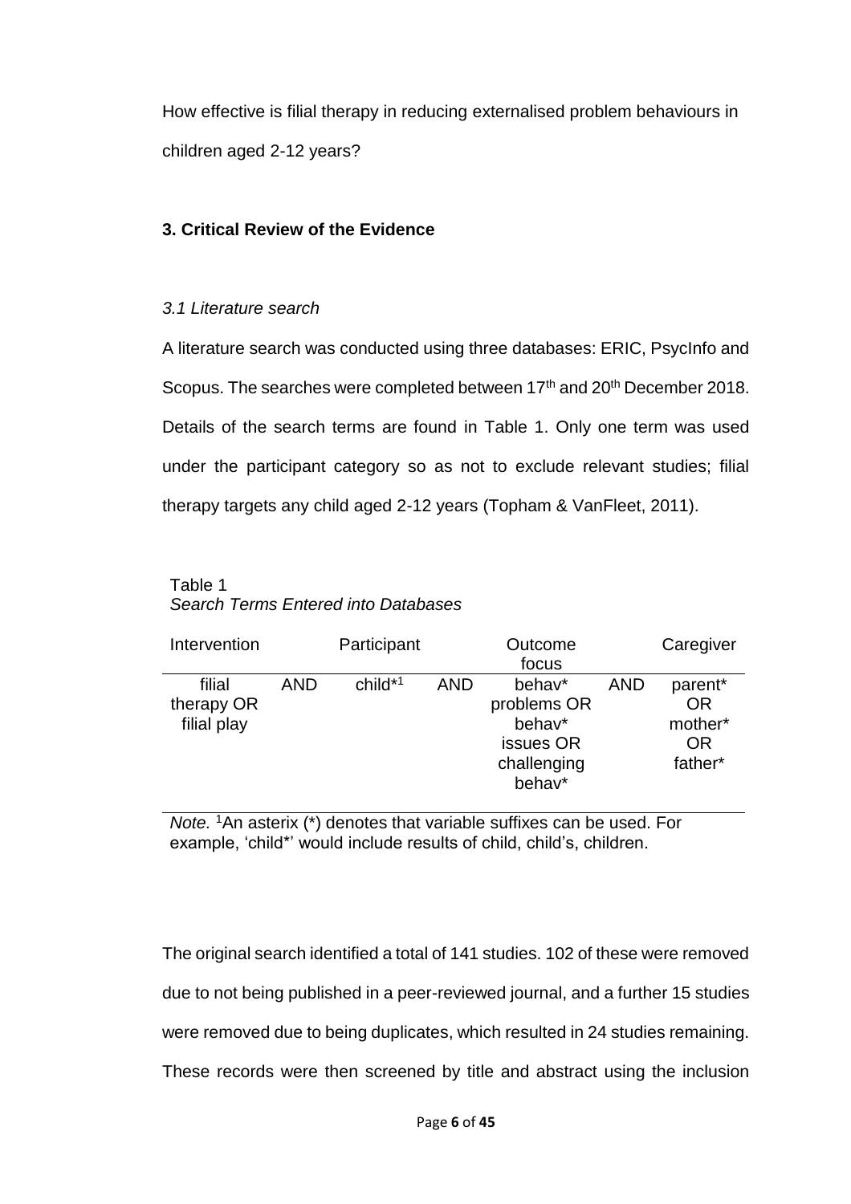How effective is filial therapy in reducing externalised problem behaviours in children aged 2-12 years?

## 3. Critical Review of the Evidence

### *3.1 Literature search*

A literature search was conducted using three databases: ERIC, PsycInfo and Scopus. The searches were completed between 17th and 20th December 2018. Details of the search terms are found in Table 1. Only one term was used under the participant category so as not to exclude relevant studies; filial therapy targets any child aged 2-12 years (Topham & VanFleet, 2011).

Table 1
*Search Terms Entered into Databases*

| Intervention | | Participant | | Outcome focus | | Caregiver |
|---|---|---|---|---|---|---|
| filial therapy OR filial play | AND | child*[1] | AND | behav* problems OR behav* issues OR challenging behav* | AND | parent* OR mother* OR father* |

*Note.* [1]An asterix (*) denotes that variable suffixes can be used. For example, 'child*' would include results of child, child's, children.

The original search identified a total of 141 studies. 102 of these were removed due to not being published in a peer-reviewed journal, and a further 15 studies were removed due to being duplicates, which resulted in 24 studies remaining. These records were then screened by title and abstract using the inclusion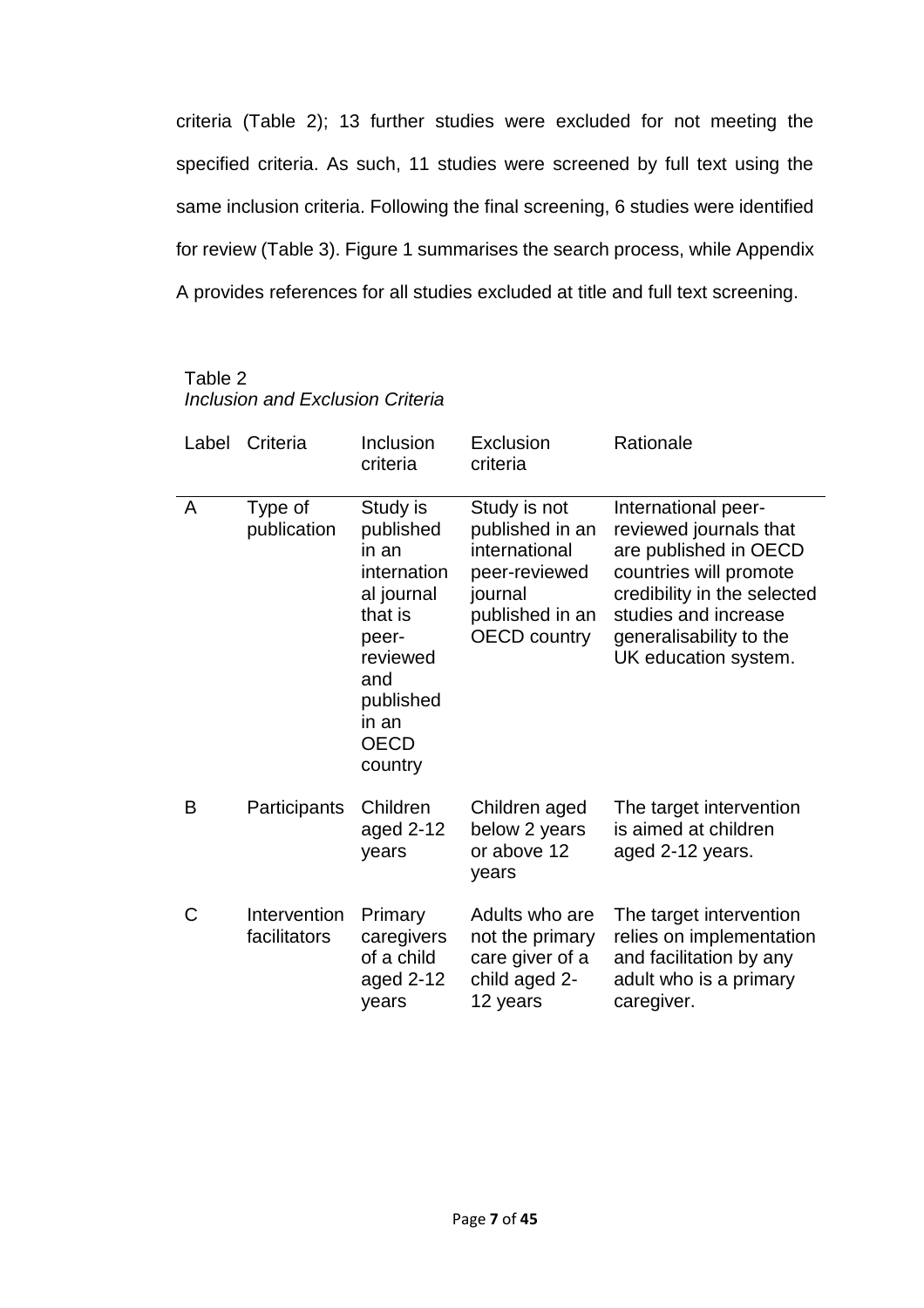criteria (Table 2); 13 further studies were excluded for not meeting the specified criteria. As such, 11 studies were screened by full text using the same inclusion criteria. Following the final screening, 6 studies were identified for review (Table 3). Figure 1 summarises the search process, while Appendix A provides references for all studies excluded at title and full text screening.

Table 2
*Inclusion and Exclusion Criteria*

| Label | Criteria | Inclusion criteria | Exclusion criteria | Rationale |
|---|---|---|---|---|
| A | Type of publication | Study is published in an international journal that is peer-reviewed and published in an OECD country | Study is not published in an international peer-reviewed journal published in an OECD country | International peer-reviewed journals that are published in OECD countries will promote credibility in the selected studies and increase generalisability to the UK education system. |
| B | Participants | Children aged 2-12 years | Children aged below 2 years or above 12 years | The target intervention is aimed at children aged 2-12 years. |
| C | Intervention facilitators | Primary caregivers of a child aged 2-12 years | Adults who are not the primary care giver of a child aged 2-12 years | The target intervention relies on implementation and facilitation by any adult who is a primary caregiver. |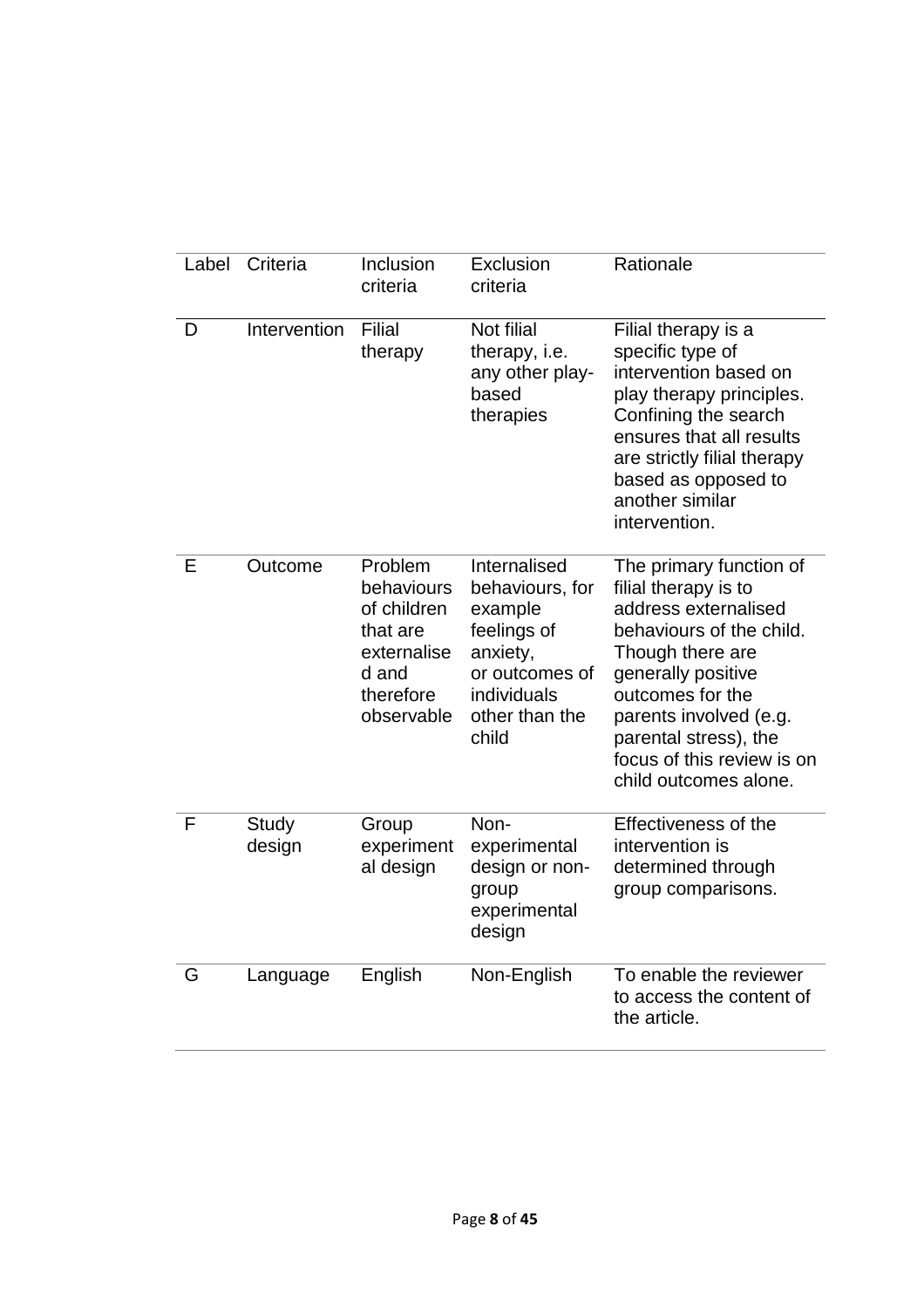| Label | Criteria | Inclusion criteria | Exclusion criteria | Rationale |
|---|---|---|---|---|
| D | Intervention | Filial therapy | Not filial therapy, i.e. any other play-based therapies | Filial therapy is a specific type of intervention based on play therapy principles. Confining the search ensures that all results are strictly filial therapy based as opposed to another similar intervention. |
| E | Outcome | Problem behaviours of children that are externalised and therefore observable | Internalised behaviours, for example feelings of anxiety, or outcomes of individuals other than the child | The primary function of filial therapy is to address externalised behaviours of the child. Though there are generally positive outcomes for the parents involved (e.g. parental stress), the focus of this review is on child outcomes alone. |
| F | Study design | Group experimental design | Non-experimental design or non-group experimental design | Effectiveness of the intervention is determined through group comparisons. |
| G | Language | English | Non-English | To enable the reviewer to access the content of the article. |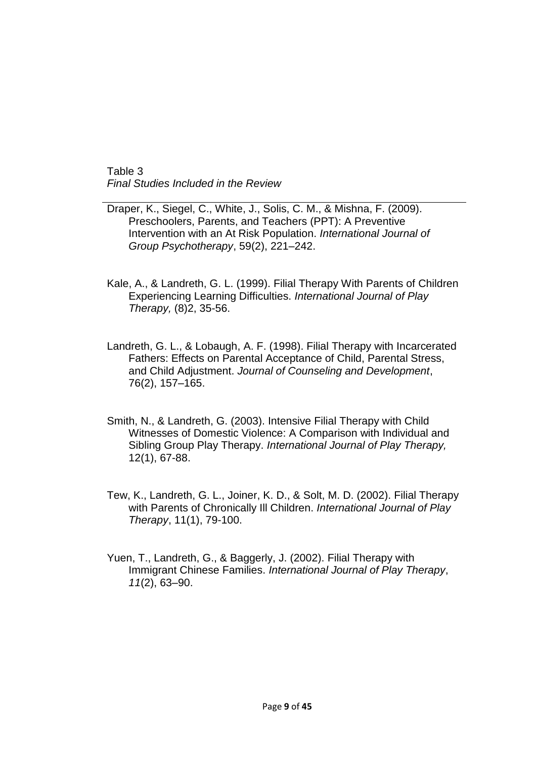Table 3
*Final Studies Included in the Review*

Draper, K., Siegel, C., White, J., Solis, C. M., & Mishna, F. (2009). Preschoolers, Parents, and Teachers (PPT): A Preventive Intervention with an At Risk Population. *International Journal of Group Psychotherapy*, 59(2), 221–242.

Kale, A., & Landreth, G. L. (1999). Filial Therapy With Parents of Children Experiencing Learning Difficulties. *International Journal of Play Therapy,* (8)2, 35-56.

Landreth, G. L., & Lobaugh, A. F. (1998). Filial Therapy with Incarcerated Fathers: Effects on Parental Acceptance of Child, Parental Stress, and Child Adjustment. *Journal of Counseling and Development*, 76(2), 157–165.

Smith, N., & Landreth, G. (2003). Intensive Filial Therapy with Child Witnesses of Domestic Violence: A Comparison with Individual and Sibling Group Play Therapy. *International Journal of Play Therapy,* 12(1), 67-88.

Tew, K., Landreth, G. L., Joiner, K. D., & Solt, M. D. (2002). Filial Therapy with Parents of Chronically Ill Children. *International Journal of Play Therapy*, 11(1), 79-100.

Yuen, T., Landreth, G., & Baggerly, J. (2002). Filial Therapy with Immigrant Chinese Families. *International Journal of Play Therapy*, *11*(2), 63–90.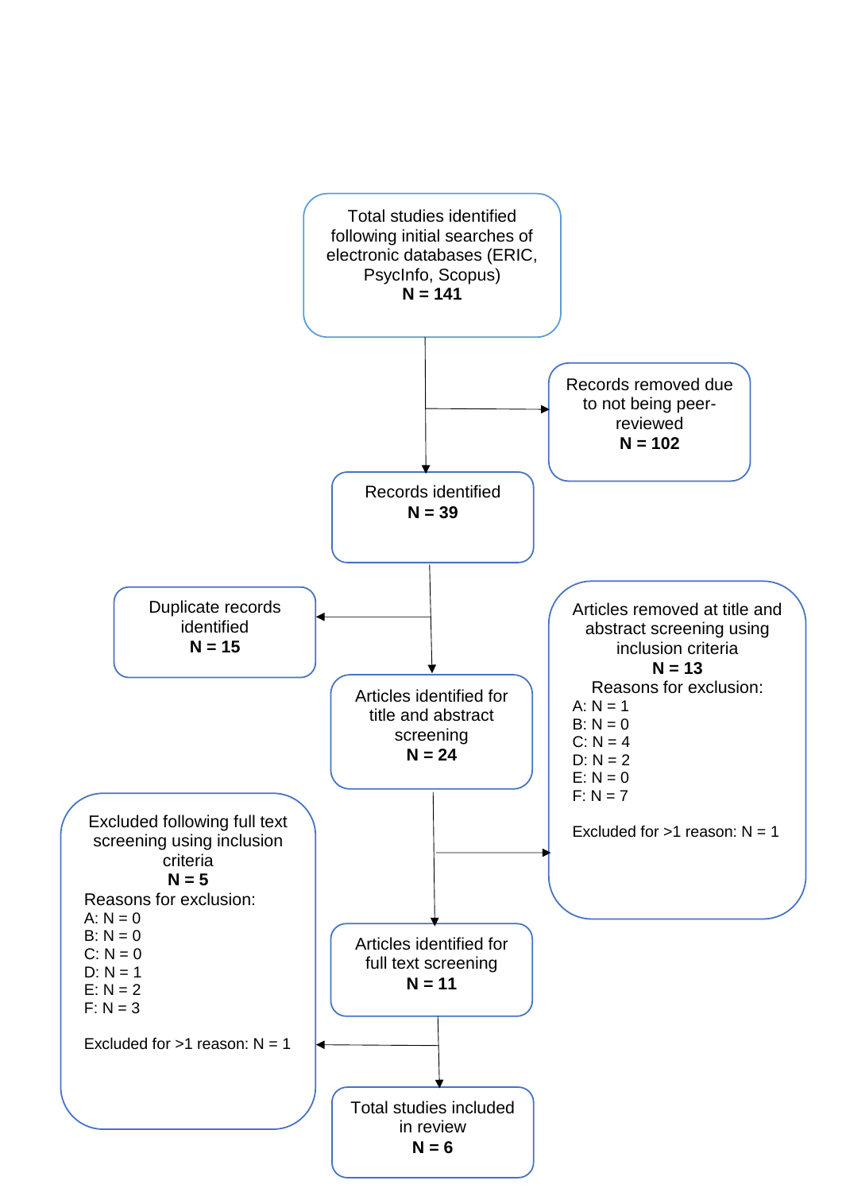Total studies identified following initial searches of electronic databases (ERIC, PsycInfo, Scopus)
**N = 141**

Records removed due to not being peer-reviewed
**N = 102**

Records identified
**N = 39**

Duplicate records identified
**N = 15**

Articles identified for title and abstract screening
**N = 24**

Articles removed at title and abstract screening using inclusion criteria
**N = 13**
Reasons for exclusion:
A: N = 1
B: N = 0
C: N = 4
D: N = 2
E: N = 0
F: N = 7

Excluded for >1 reason: N = 1

Articles identified for full text screening
**N = 11**

Excluded following full text screening using inclusion criteria
**N = 5**
Reasons for exclusion:
A: N = 0
B: N = 0
C: N = 0
D: N = 1
E: N = 2
F: N = 3

Excluded for >1 reason: N = 1

Total studies included in review
**N = 6**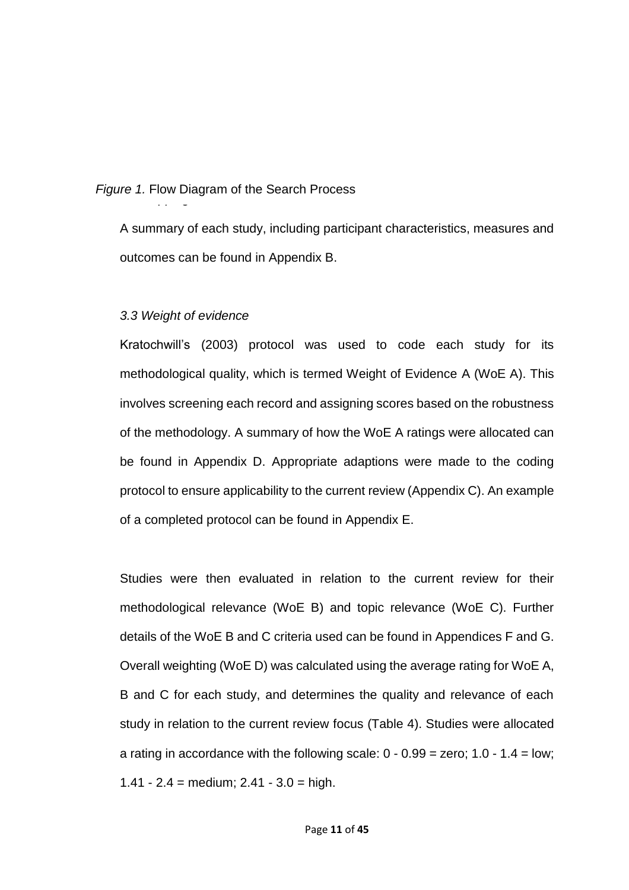*Figure 1.* Flow Diagram of the Search Process

A summary of each study, including participant characteristics, measures and outcomes can be found in Appendix B.

### *3.3 Weight of evidence*

Kratochwill's (2003) protocol was used to code each study for its methodological quality, which is termed Weight of Evidence A (WoE A). This involves screening each record and assigning scores based on the robustness of the methodology. A summary of how the WoE A ratings were allocated can be found in Appendix D. Appropriate adaptions were made to the coding protocol to ensure applicability to the current review (Appendix C). An example of a completed protocol can be found in Appendix E.

Studies were then evaluated in relation to the current review for their methodological relevance (WoE B) and topic relevance (WoE C). Further details of the WoE B and C criteria used can be found in Appendices F and G. Overall weighting (WoE D) was calculated using the average rating for WoE A, B and C for each study, and determines the quality and relevance of each study in relation to the current review focus (Table 4). Studies were allocated a rating in accordance with the following scale: 0 - 0.99 = zero; 1.0 - 1.4 = low; 1.41 - 2.4 = medium; 2.41 - 3.0 = high.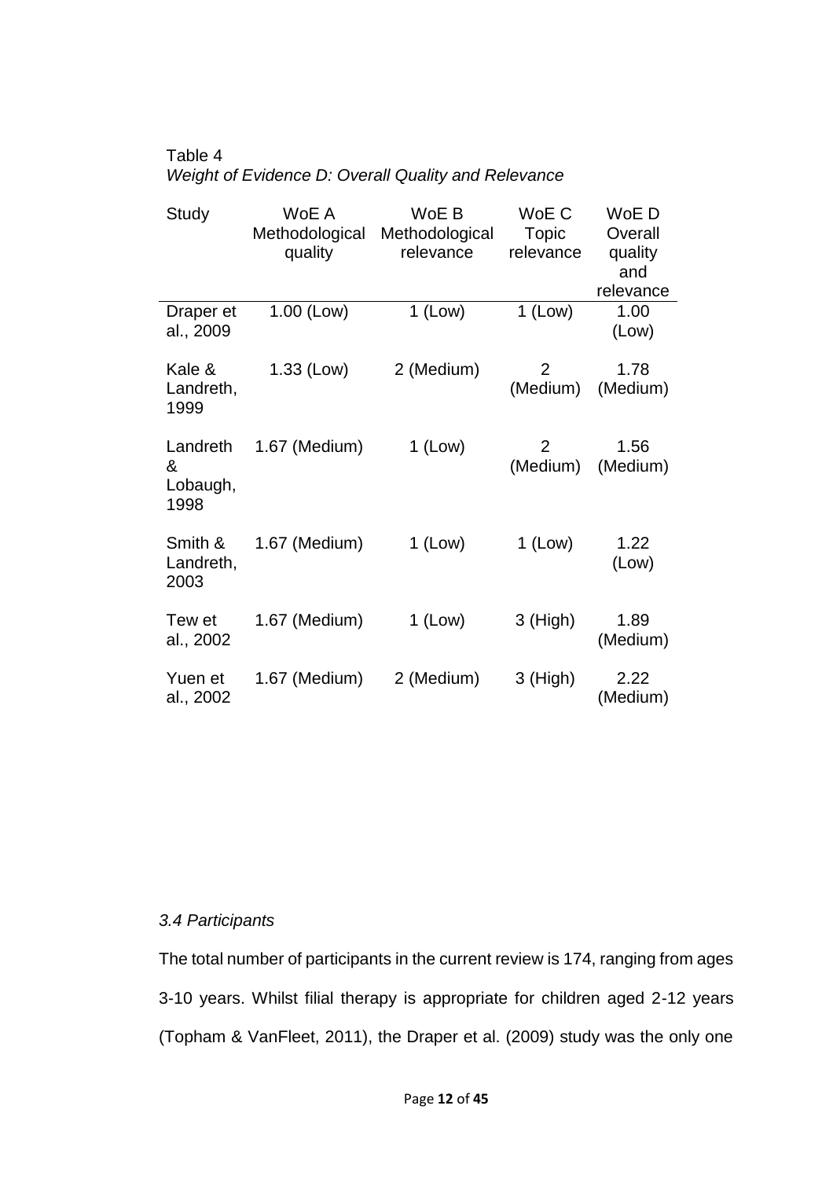Table 4
*Weight of Evidence D: Overall Quality and Relevance*

| Study | WoE A Methodological quality | WoE B Methodological relevance | WoE C Topic relevance | WoE D Overall quality and relevance |
|---|---|---|---|---|
| Draper et al., 2009 | 1.00 (Low) | 1 (Low) | 1 (Low) | 1.00 (Low) |
| Kale & Landreth, 1999 | 1.33 (Low) | 2 (Medium) | 2 (Medium) | 1.78 (Medium) |
| Landreth & Lobaugh, 1998 | 1.67 (Medium) | 1 (Low) | 2 (Medium) | 1.56 (Medium) |
| Smith & Landreth, 2003 | 1.67 (Medium) | 1 (Low) | 1 (Low) | 1.22 (Low) |
| Tew et al., 2002 | 1.67 (Medium) | 1 (Low) | 3 (High) | 1.89 (Medium) |
| Yuen et al., 2002 | 1.67 (Medium) | 2 (Medium) | 3 (High) | 2.22 (Medium) |

### *3.4 Participants*

The total number of participants in the current review is 174, ranging from ages 3-10 years. Whilst filial therapy is appropriate for children aged 2-12 years (Topham & VanFleet, 2011), the Draper et al. (2009) study was the only one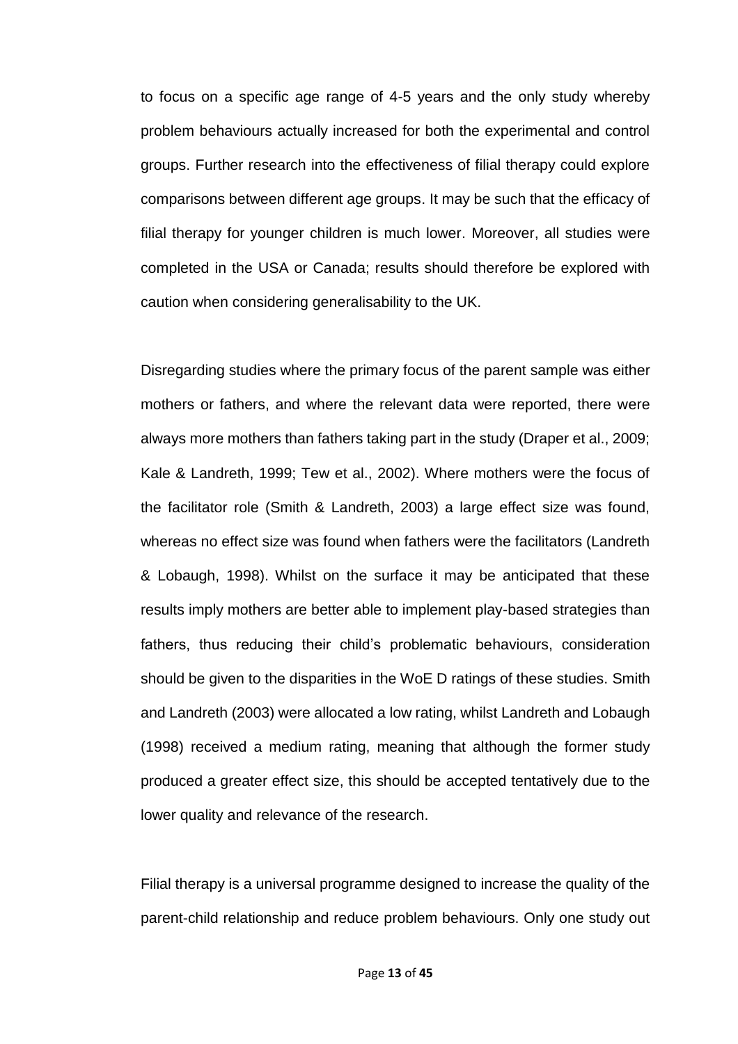to focus on a specific age range of 4-5 years and the only study whereby problem behaviours actually increased for both the experimental and control groups. Further research into the effectiveness of filial therapy could explore comparisons between different age groups. It may be such that the efficacy of filial therapy for younger children is much lower. Moreover, all studies were completed in the USA or Canada; results should therefore be explored with caution when considering generalisability to the UK.

Disregarding studies where the primary focus of the parent sample was either mothers or fathers, and where the relevant data were reported, there were always more mothers than fathers taking part in the study (Draper et al., 2009; Kale & Landreth, 1999; Tew et al., 2002). Where mothers were the focus of the facilitator role (Smith & Landreth, 2003) a large effect size was found, whereas no effect size was found when fathers were the facilitators (Landreth & Lobaugh, 1998). Whilst on the surface it may be anticipated that these results imply mothers are better able to implement play-based strategies than fathers, thus reducing their child's problematic behaviours, consideration should be given to the disparities in the WoE D ratings of these studies. Smith and Landreth (2003) were allocated a low rating, whilst Landreth and Lobaugh (1998) received a medium rating, meaning that although the former study produced a greater effect size, this should be accepted tentatively due to the lower quality and relevance of the research.

Filial therapy is a universal programme designed to increase the quality of the parent-child relationship and reduce problem behaviours. Only one study out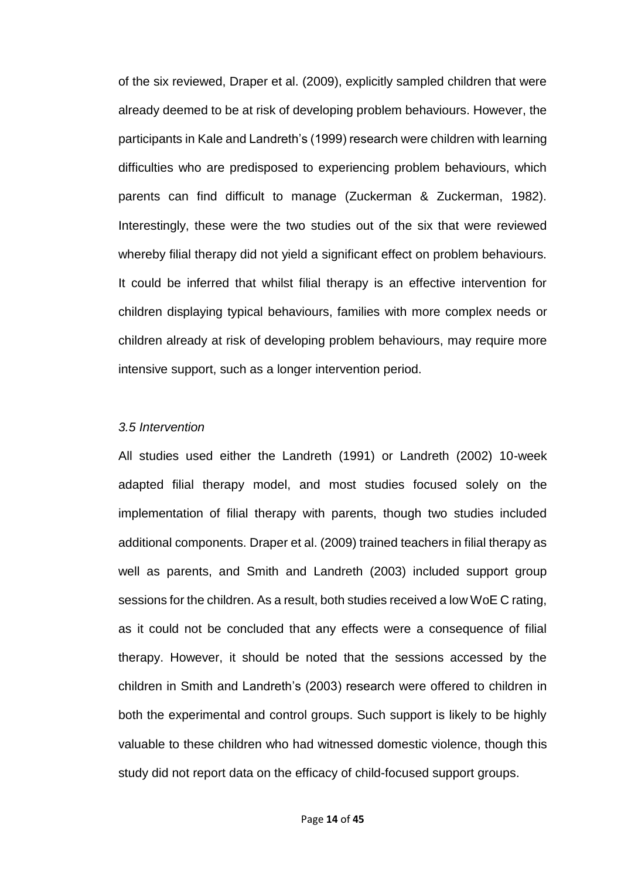of the six reviewed, Draper et al. (2009), explicitly sampled children that were already deemed to be at risk of developing problem behaviours. However, the participants in Kale and Landreth's (1999) research were children with learning difficulties who are predisposed to experiencing problem behaviours, which parents can find difficult to manage (Zuckerman & Zuckerman, 1982). Interestingly, these were the two studies out of the six that were reviewed whereby filial therapy did not yield a significant effect on problem behaviours. It could be inferred that whilst filial therapy is an effective intervention for children displaying typical behaviours, families with more complex needs or children already at risk of developing problem behaviours, may require more intensive support, such as a longer intervention period.

### *3.5 Intervention*

All studies used either the Landreth (1991) or Landreth (2002) 10-week adapted filial therapy model, and most studies focused solely on the implementation of filial therapy with parents, though two studies included additional components. Draper et al. (2009) trained teachers in filial therapy as well as parents, and Smith and Landreth (2003) included support group sessions for the children. As a result, both studies received a low WoE C rating, as it could not be concluded that any effects were a consequence of filial therapy. However, it should be noted that the sessions accessed by the children in Smith and Landreth's (2003) research were offered to children in both the experimental and control groups. Such support is likely to be highly valuable to these children who had witnessed domestic violence, though this study did not report data on the efficacy of child-focused support groups.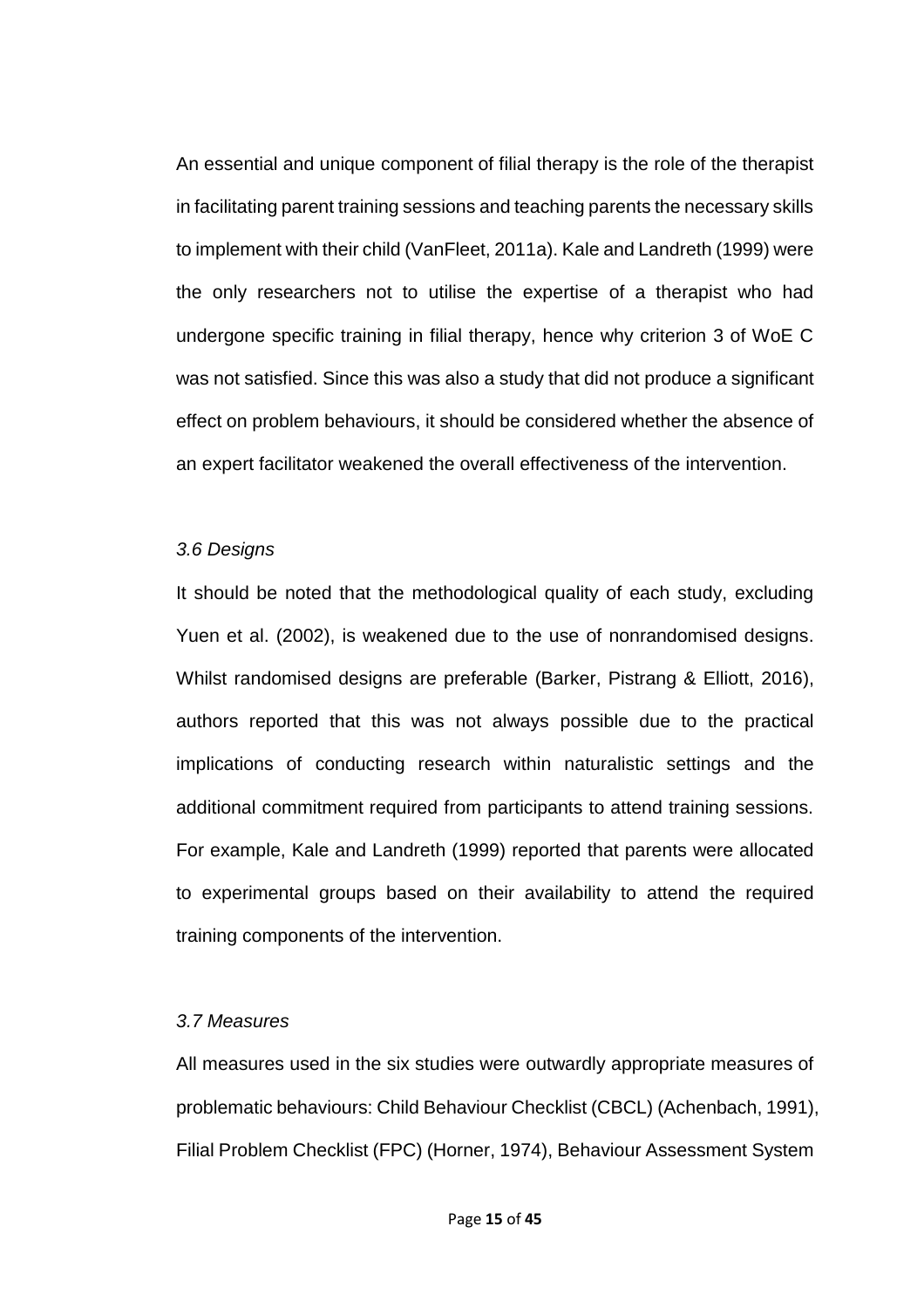An essential and unique component of filial therapy is the role of the therapist in facilitating parent training sessions and teaching parents the necessary skills to implement with their child (VanFleet, 2011a). Kale and Landreth (1999) were the only researchers not to utilise the expertise of a therapist who had undergone specific training in filial therapy, hence why criterion 3 of WoE C was not satisfied. Since this was also a study that did not produce a significant effect on problem behaviours, it should be considered whether the absence of an expert facilitator weakened the overall effectiveness of the intervention.

### *3.6 Designs*

It should be noted that the methodological quality of each study, excluding Yuen et al. (2002), is weakened due to the use of nonrandomised designs. Whilst randomised designs are preferable (Barker, Pistrang & Elliott, 2016), authors reported that this was not always possible due to the practical implications of conducting research within naturalistic settings and the additional commitment required from participants to attend training sessions. For example, Kale and Landreth (1999) reported that parents were allocated to experimental groups based on their availability to attend the required training components of the intervention.

### *3.7 Measures*

All measures used in the six studies were outwardly appropriate measures of problematic behaviours: Child Behaviour Checklist (CBCL) (Achenbach, 1991), Filial Problem Checklist (FPC) (Horner, 1974), Behaviour Assessment System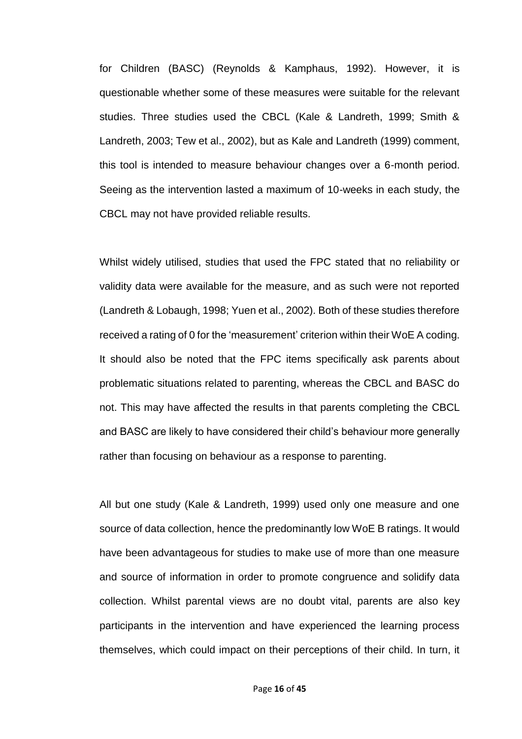for Children (BASC) (Reynolds & Kamphaus, 1992). However, it is questionable whether some of these measures were suitable for the relevant studies. Three studies used the CBCL (Kale & Landreth, 1999; Smith & Landreth, 2003; Tew et al., 2002), but as Kale and Landreth (1999) comment, this tool is intended to measure behaviour changes over a 6-month period. Seeing as the intervention lasted a maximum of 10-weeks in each study, the CBCL may not have provided reliable results.

Whilst widely utilised, studies that used the FPC stated that no reliability or validity data were available for the measure, and as such were not reported (Landreth & Lobaugh, 1998; Yuen et al., 2002). Both of these studies therefore received a rating of 0 for the 'measurement' criterion within their WoE A coding. It should also be noted that the FPC items specifically ask parents about problematic situations related to parenting, whereas the CBCL and BASC do not. This may have affected the results in that parents completing the CBCL and BASC are likely to have considered their child's behaviour more generally rather than focusing on behaviour as a response to parenting.

All but one study (Kale & Landreth, 1999) used only one measure and one source of data collection, hence the predominantly low WoE B ratings. It would have been advantageous for studies to make use of more than one measure and source of information in order to promote congruence and solidify data collection. Whilst parental views are no doubt vital, parents are also key participants in the intervention and have experienced the learning process themselves, which could impact on their perceptions of their child. In turn, it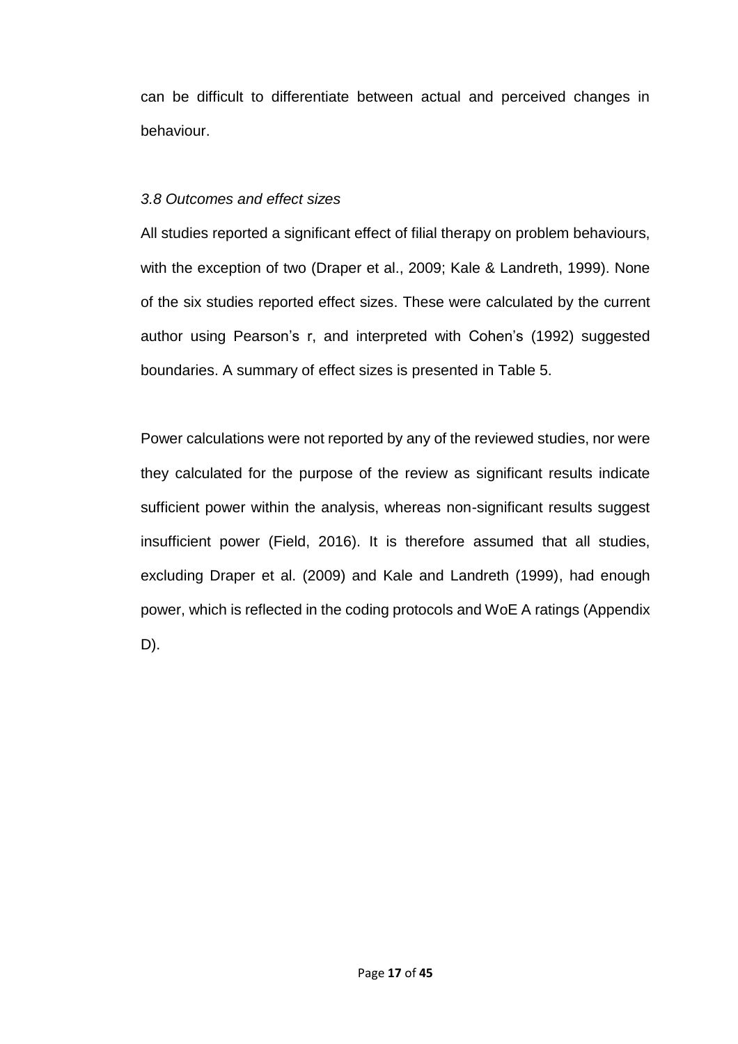can be difficult to differentiate between actual and perceived changes in behaviour.

*3.8 Outcomes and effect sizes*

All studies reported a significant effect of filial therapy on problem behaviours, with the exception of two (Draper et al., 2009; Kale & Landreth, 1999). None of the six studies reported effect sizes. These were calculated by the current author using Pearson's r, and interpreted with Cohen's (1992) suggested boundaries. A summary of effect sizes is presented in Table 5.

Power calculations were not reported by any of the reviewed studies, nor were they calculated for the purpose of the review as significant results indicate sufficient power within the analysis, whereas non-significant results suggest insufficient power (Field, 2016). It is therefore assumed that all studies, excluding Draper et al. (2009) and Kale and Landreth (1999), had enough power, which is reflected in the coding protocols and WoE A ratings (Appendix D).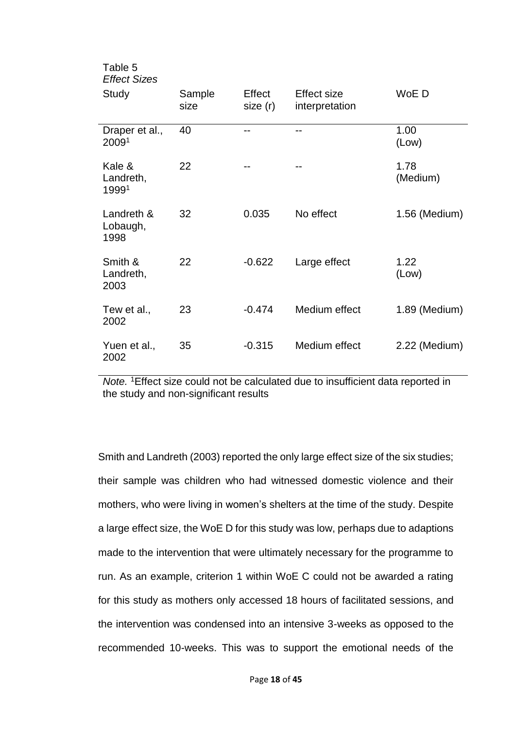Table 5

*Effect Sizes*

| Study | Sample size | Effect size (r) | Effect size interpretation | WoE D |
|---|---|---|---|---|
| Draper et al., 2009[1] | 40 | -- | -- | 1.00 (Low) |
| Kale & Landreth, 1999[1] | 22 | -- | -- | 1.78 (Medium) |
| Landreth & Lobaugh, 1998 | 32 | 0.035 | No effect | 1.56 (Medium) |
| Smith & Landreth, 2003 | 22 | -0.622 | Large effect | 1.22 (Low) |
| Tew et al., 2002 | 23 | -0.474 | Medium effect | 1.89 (Medium) |
| Yuen et al., 2002 | 35 | -0.315 | Medium effect | 2.22 (Medium) |

*Note.* [1]Effect size could not be calculated due to insufficient data reported in the study and non-significant results

Smith and Landreth (2003) reported the only large effect size of the six studies; their sample was children who had witnessed domestic violence and their mothers, who were living in women's shelters at the time of the study. Despite a large effect size, the WoE D for this study was low, perhaps due to adaptions made to the intervention that were ultimately necessary for the programme to run. As an example, criterion 1 within WoE C could not be awarded a rating for this study as mothers only accessed 18 hours of facilitated sessions, and the intervention was condensed into an intensive 3-weeks as opposed to the recommended 10-weeks. This was to support the emotional needs of the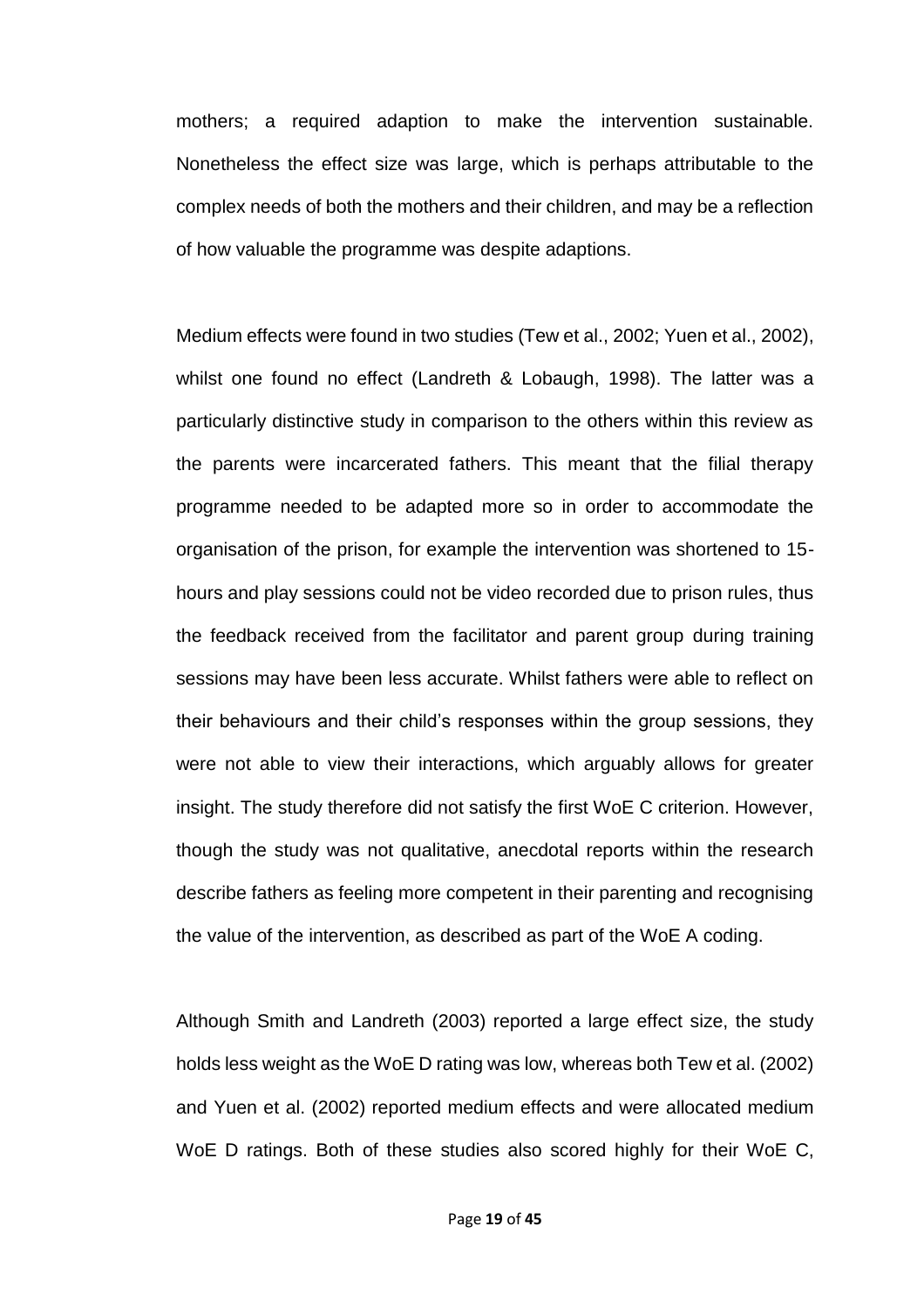mothers; a required adaption to make the intervention sustainable. Nonetheless the effect size was large, which is perhaps attributable to the complex needs of both the mothers and their children, and may be a reflection of how valuable the programme was despite adaptions.

Medium effects were found in two studies (Tew et al., 2002; Yuen et al., 2002), whilst one found no effect (Landreth & Lobaugh, 1998). The latter was a particularly distinctive study in comparison to the others within this review as the parents were incarcerated fathers. This meant that the filial therapy programme needed to be adapted more so in order to accommodate the organisation of the prison, for example the intervention was shortened to 15-hours and play sessions could not be video recorded due to prison rules, thus the feedback received from the facilitator and parent group during training sessions may have been less accurate. Whilst fathers were able to reflect on their behaviours and their child's responses within the group sessions, they were not able to view their interactions, which arguably allows for greater insight. The study therefore did not satisfy the first WoE C criterion. However, though the study was not qualitative, anecdotal reports within the research describe fathers as feeling more competent in their parenting and recognising the value of the intervention, as described as part of the WoE A coding.

Although Smith and Landreth (2003) reported a large effect size, the study holds less weight as the WoE D rating was low, whereas both Tew et al. (2002) and Yuen et al. (2002) reported medium effects and were allocated medium WoE D ratings. Both of these studies also scored highly for their WoE C,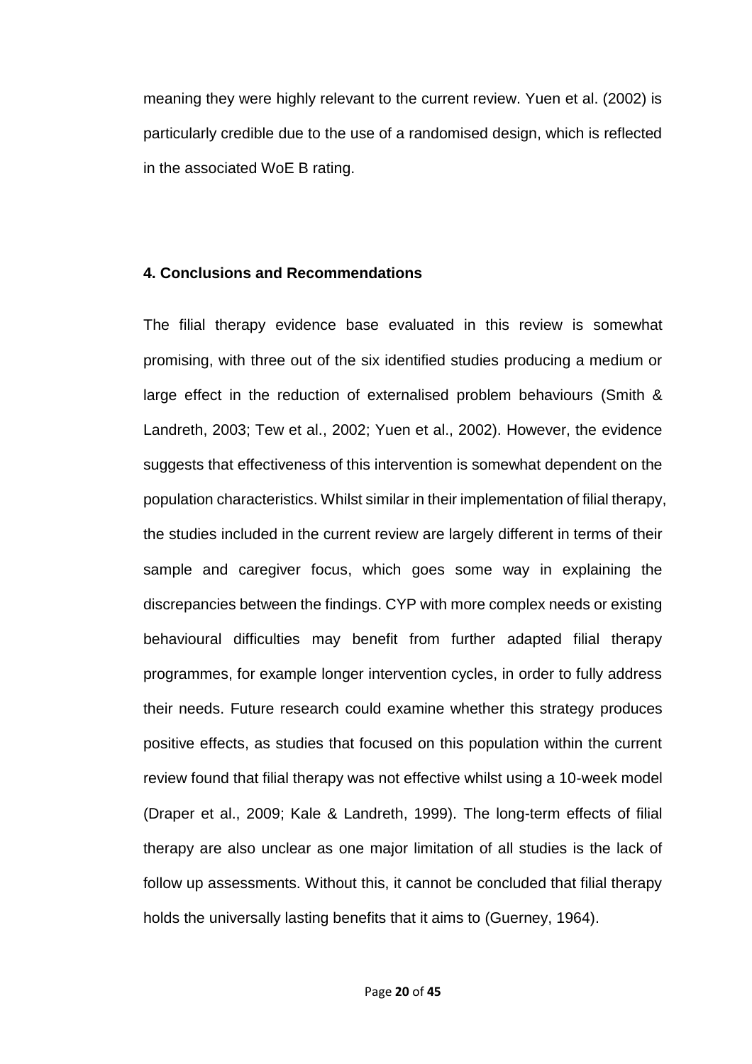meaning they were highly relevant to the current review. Yuen et al. (2002) is particularly credible due to the use of a randomised design, which is reflected in the associated WoE B rating.

## 4. Conclusions and Recommendations

The filial therapy evidence base evaluated in this review is somewhat promising, with three out of the six identified studies producing a medium or large effect in the reduction of externalised problem behaviours (Smith & Landreth, 2003; Tew et al., 2002; Yuen et al., 2002). However, the evidence suggests that effectiveness of this intervention is somewhat dependent on the population characteristics. Whilst similar in their implementation of filial therapy, the studies included in the current review are largely different in terms of their sample and caregiver focus, which goes some way in explaining the discrepancies between the findings. CYP with more complex needs or existing behavioural difficulties may benefit from further adapted filial therapy programmes, for example longer intervention cycles, in order to fully address their needs. Future research could examine whether this strategy produces positive effects, as studies that focused on this population within the current review found that filial therapy was not effective whilst using a 10-week model (Draper et al., 2009; Kale & Landreth, 1999). The long-term effects of filial therapy are also unclear as one major limitation of all studies is the lack of follow up assessments. Without this, it cannot be concluded that filial therapy holds the universally lasting benefits that it aims to (Guerney, 1964).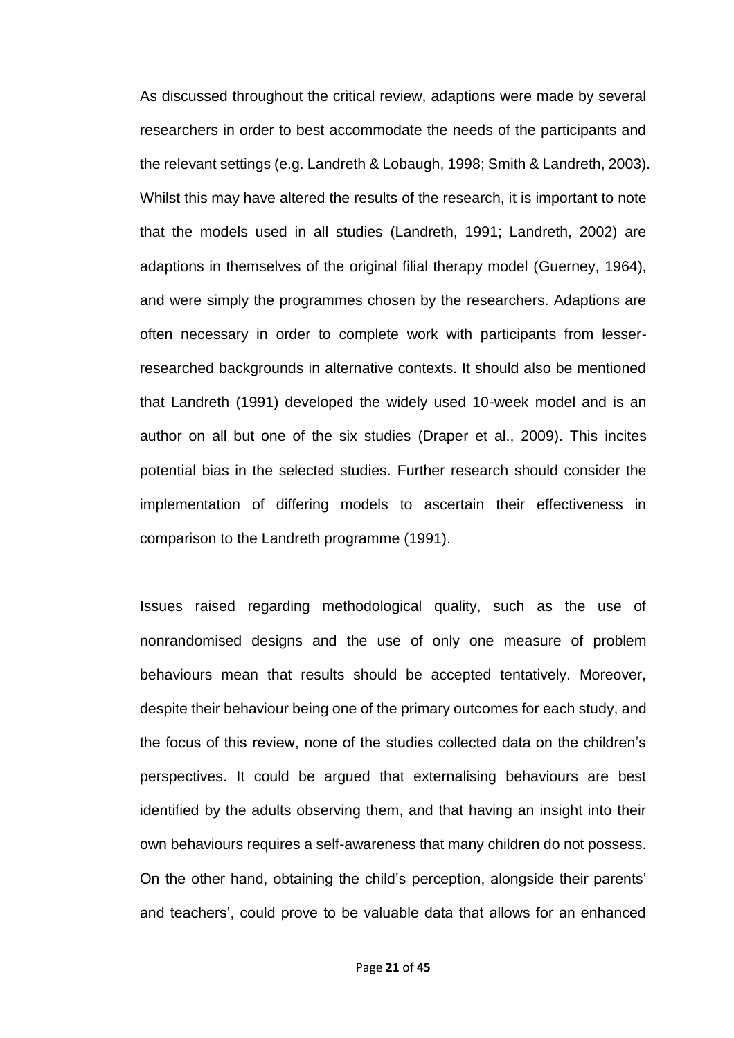As discussed throughout the critical review, adaptions were made by several researchers in order to best accommodate the needs of the participants and the relevant settings (e.g. Landreth & Lobaugh, 1998; Smith & Landreth, 2003). Whilst this may have altered the results of the research, it is important to note that the models used in all studies (Landreth, 1991; Landreth, 2002) are adaptions in themselves of the original filial therapy model (Guerney, 1964), and were simply the programmes chosen by the researchers. Adaptions are often necessary in order to complete work with participants from lesser-researched backgrounds in alternative contexts. It should also be mentioned that Landreth (1991) developed the widely used 10-week model and is an author on all but one of the six studies (Draper et al., 2009). This incites potential bias in the selected studies. Further research should consider the implementation of differing models to ascertain their effectiveness in comparison to the Landreth programme (1991).

Issues raised regarding methodological quality, such as the use of nonrandomised designs and the use of only one measure of problem behaviours mean that results should be accepted tentatively. Moreover, despite their behaviour being one of the primary outcomes for each study, and the focus of this review, none of the studies collected data on the children's perspectives. It could be argued that externalising behaviours are best identified by the adults observing them, and that having an insight into their own behaviours requires a self-awareness that many children do not possess. On the other hand, obtaining the child's perception, alongside their parents' and teachers', could prove to be valuable data that allows for an enhanced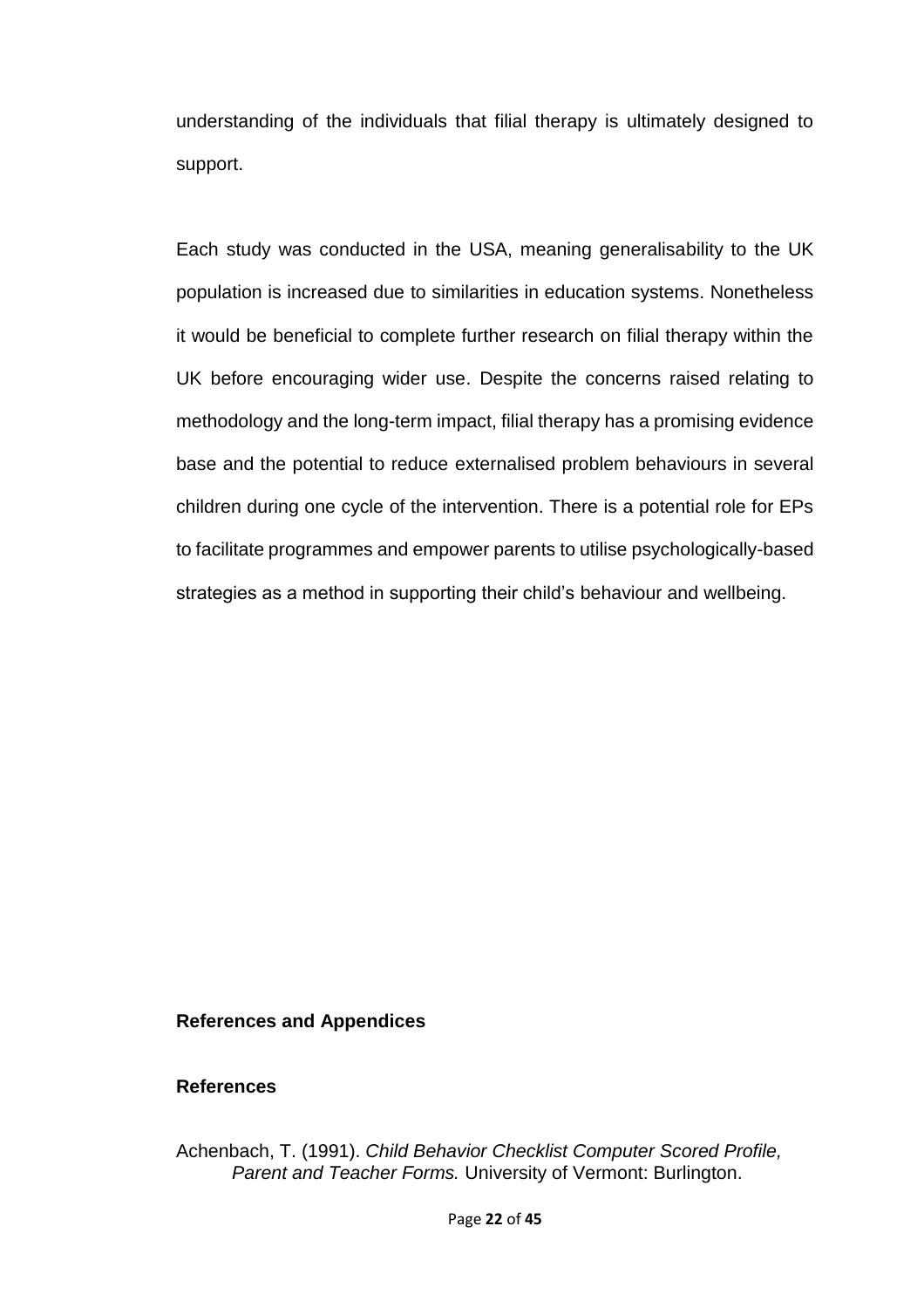understanding of the individuals that filial therapy is ultimately designed to support.

Each study was conducted in the USA, meaning generalisability to the UK population is increased due to similarities in education systems. Nonetheless it would be beneficial to complete further research on filial therapy within the UK before encouraging wider use. Despite the concerns raised relating to methodology and the long-term impact, filial therapy has a promising evidence base and the potential to reduce externalised problem behaviours in several children during one cycle of the intervention. There is a potential role for EPs to facilitate programmes and empower parents to utilise psychologically-based strategies as a method in supporting their child's behaviour and wellbeing.

## References and Appendices

### References

Achenbach, T. (1991). *Child Behavior Checklist Computer Scored Profile, Parent and Teacher Forms.* University of Vermont: Burlington.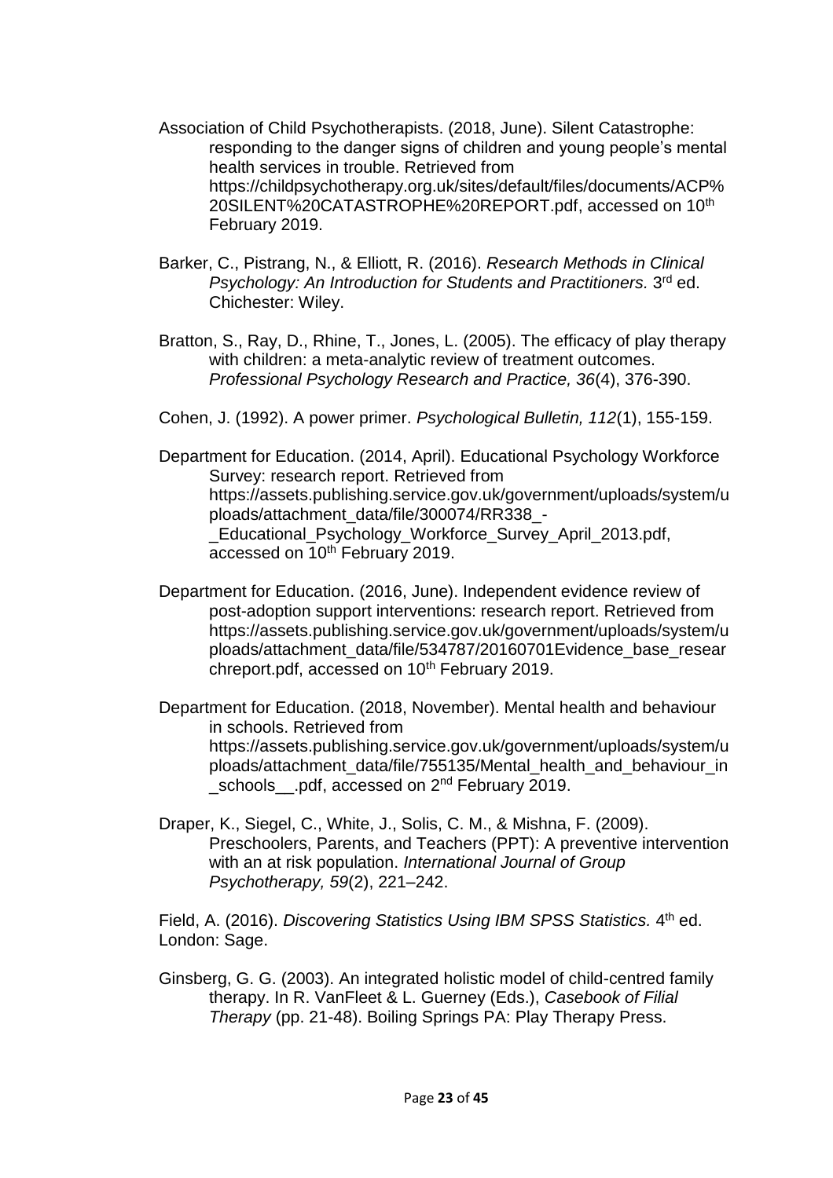Association of Child Psychotherapists. (2018, June). Silent Catastrophe: responding to the danger signs of children and young people's mental health services in trouble. Retrieved from https://childpsychotherapy.org.uk/sites/default/files/documents/ACP%20SILENT%20CATASTROPHE%20REPORT.pdf, accessed on 10th February 2019.

Barker, C., Pistrang, N., & Elliott, R. (2016). *Research Methods in Clinical Psychology: An Introduction for Students and Practitioners.* 3rd ed. Chichester: Wiley.

Bratton, S., Ray, D., Rhine, T., Jones, L. (2005). The efficacy of play therapy with children: a meta-analytic review of treatment outcomes. *Professional Psychology Research and Practice, 36*(4), 376-390.

Cohen, J. (1992). A power primer. *Psychological Bulletin, 112*(1), 155-159.

Department for Education. (2014, April). Educational Psychology Workforce Survey: research report. Retrieved from https://assets.publishing.service.gov.uk/government/uploads/system/uploads/attachment_data/file/300074/RR338_-_Educational_Psychology_Workforce_Survey_April_2013.pdf, accessed on 10th February 2019.

Department for Education. (2016, June). Independent evidence review of post-adoption support interventions: research report. Retrieved from https://assets.publishing.service.gov.uk/government/uploads/system/uploads/attachment_data/file/534787/20160701Evidence_base_researchreport.pdf, accessed on 10th February 2019.

Department for Education. (2018, November). Mental health and behaviour in schools. Retrieved from https://assets.publishing.service.gov.uk/government/uploads/system/uploads/attachment_data/file/755135/Mental_health_and_behaviour_in_schools__.pdf, accessed on 2nd February 2019.

Draper, K., Siegel, C., White, J., Solis, C. M., & Mishna, F. (2009). Preschoolers, Parents, and Teachers (PPT): A preventive intervention with an at risk population. *International Journal of Group Psychotherapy, 59*(2), 221–242.

Field, A. (2016). *Discovering Statistics Using IBM SPSS Statistics.* 4th ed. London: Sage.

Ginsberg, G. G. (2003). An integrated holistic model of child-centred family therapy. In R. VanFleet & L. Guerney (Eds.), *Casebook of Filial Therapy* (pp. 21-48). Boiling Springs PA: Play Therapy Press.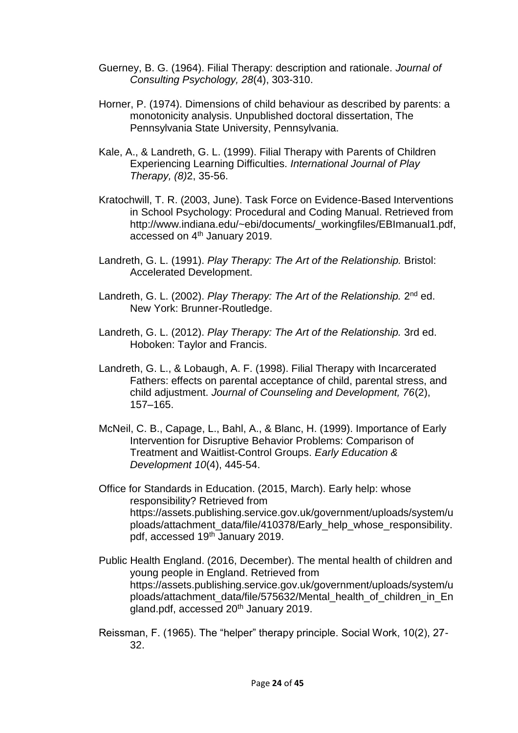Guerney, B. G. (1964). Filial Therapy: description and rationale. *Journal of Consulting Psychology, 28*(4), 303-310.

Horner, P. (1974). Dimensions of child behaviour as described by parents: a monotonicity analysis. Unpublished doctoral dissertation, The Pennsylvania State University, Pennsylvania.

Kale, A., & Landreth, G. L. (1999). Filial Therapy with Parents of Children Experiencing Learning Difficulties. *International Journal of Play Therapy, (8)*2, 35-56.

Kratochwill, T. R. (2003, June). Task Force on Evidence-Based Interventions in School Psychology: Procedural and Coding Manual. Retrieved from http://www.indiana.edu/~ebi/documents/_workingfiles/EBImanual1.pdf, accessed on 4th January 2019.

Landreth, G. L. (1991). *Play Therapy: The Art of the Relationship.* Bristol: Accelerated Development.

Landreth, G. L. (2002). *Play Therapy: The Art of the Relationship.* 2nd ed. New York: Brunner-Routledge.

Landreth, G. L. (2012). *Play Therapy: The Art of the Relationship.* 3rd ed. Hoboken: Taylor and Francis.

Landreth, G. L., & Lobaugh, A. F. (1998). Filial Therapy with Incarcerated Fathers: effects on parental acceptance of child, parental stress, and child adjustment. *Journal of Counseling and Development, 76*(2), 157–165.

McNeil, C. B., Capage, L., Bahl, A., & Blanc, H. (1999). Importance of Early Intervention for Disruptive Behavior Problems: Comparison of Treatment and Waitlist-Control Groups. *Early Education & Development 10*(4), 445-54.

Office for Standards in Education. (2015, March). Early help: whose responsibility? Retrieved from https://assets.publishing.service.gov.uk/government/uploads/system/uploads/attachment_data/file/410378/Early_help_whose_responsibility.pdf, accessed 19th January 2019.

Public Health England. (2016, December). The mental health of children and young people in England. Retrieved from https://assets.publishing.service.gov.uk/government/uploads/system/uploads/attachment_data/file/575632/Mental_health_of_children_in_England.pdf, accessed 20th January 2019.

Reissman, F. (1965). The "helper" therapy principle. Social Work, 10(2), 27-32.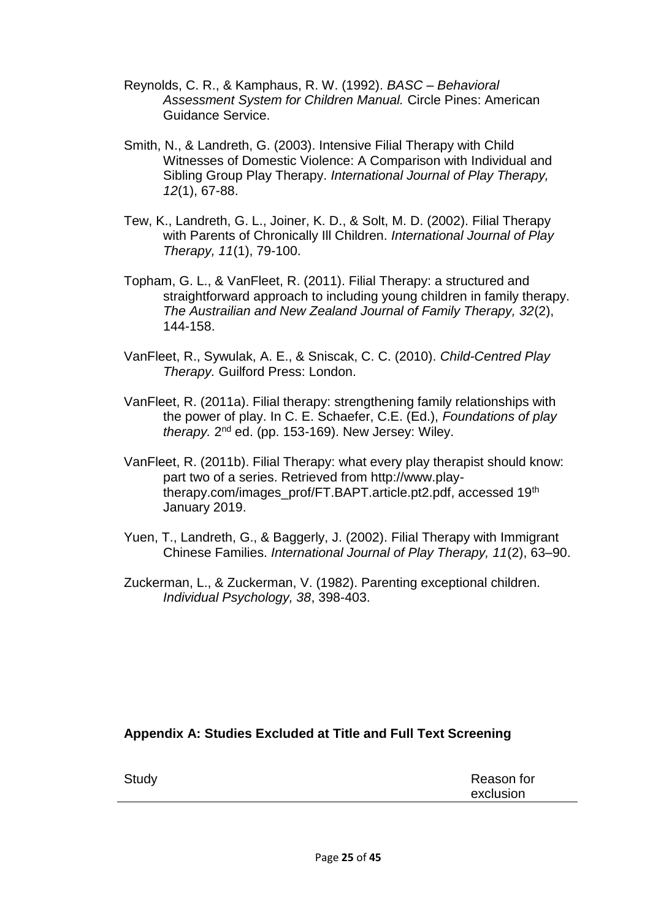Reynolds, C. R., & Kamphaus, R. W. (1992). *BASC – Behavioral Assessment System for Children Manual.* Circle Pines: American Guidance Service.

Smith, N., & Landreth, G. (2003). Intensive Filial Therapy with Child Witnesses of Domestic Violence: A Comparison with Individual and Sibling Group Play Therapy. *International Journal of Play Therapy, 12*(1), 67-88.

Tew, K., Landreth, G. L., Joiner, K. D., & Solt, M. D. (2002). Filial Therapy with Parents of Chronically Ill Children. *International Journal of Play Therapy, 11*(1), 79-100.

Topham, G. L., & VanFleet, R. (2011). Filial Therapy: a structured and straightforward approach to including young children in family therapy. *The Austrailian and New Zealand Journal of Family Therapy, 32*(2), 144-158.

VanFleet, R., Sywulak, A. E., & Sniscak, C. C. (2010). *Child-Centred Play Therapy.* Guilford Press: London.

VanFleet, R. (2011a). Filial therapy: strengthening family relationships with the power of play. In C. E. Schaefer, C.E. (Ed.), *Foundations of play therapy.* 2nd ed. (pp. 153-169). New Jersey: Wiley.

VanFleet, R. (2011b). Filial Therapy: what every play therapist should know: part two of a series. Retrieved from http://www.play-therapy.com/images_prof/FT.BAPT.article.pt2.pdf, accessed 19th January 2019.

Yuen, T., Landreth, G., & Baggerly, J. (2002). Filial Therapy with Immigrant Chinese Families. *International Journal of Play Therapy, 11*(2), 63–90.

Zuckerman, L., & Zuckerman, V. (1982). Parenting exceptional children. *Individual Psychology, 38*, 398-403.

## Appendix A: Studies Excluded at Title and Full Text Screening

| Study | Reason for exclusion |
| --- | --- |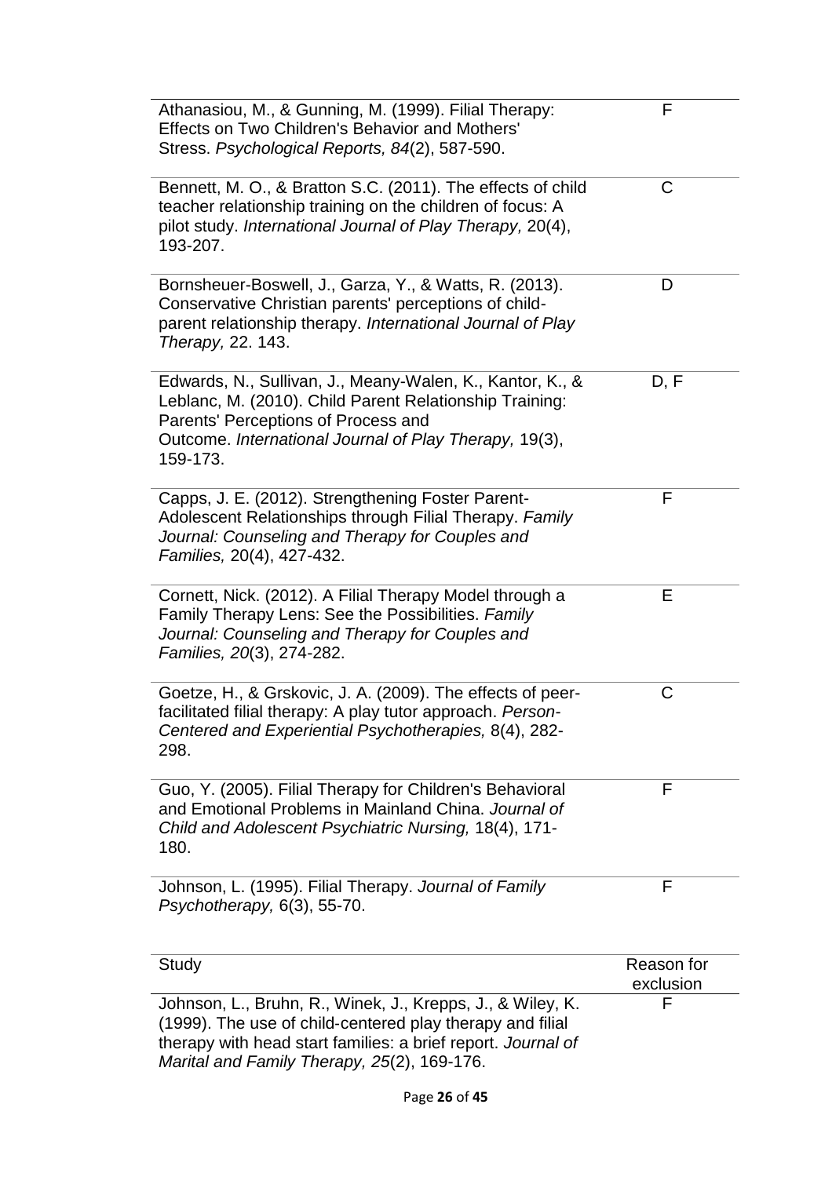| Study | Reason for exclusion |
|---|---|
| Athanasiou, M., & Gunning, M. (1999). Filial Therapy: Effects on Two Children's Behavior and Mothers' Stress. *Psychological Reports, 84*(2), 587-590. | F |
| Bennett, M. O., & Bratton S.C. (2011). The effects of child teacher relationship training on the children of focus: A pilot study. *International Journal of Play Therapy,* 20(4), 193-207. | C |
| Bornsheuer-Boswell, J., Garza, Y., & Watts, R. (2013). Conservative Christian parents' perceptions of child-parent relationship therapy. *International Journal of Play Therapy,* 22. 143. | D |
| Edwards, N., Sullivan, J., Meany-Walen, K., Kantor, K., & Leblanc, M. (2010). Child Parent Relationship Training: Parents' Perceptions of Process and Outcome. *International Journal of Play Therapy,* 19(3), 159-173. | D, F |
| Capps, J. E. (2012). Strengthening Foster Parent-Adolescent Relationships through Filial Therapy. *Family Journal: Counseling and Therapy for Couples and Families,* 20(4), 427-432. | F |
| Cornett, Nick. (2012). A Filial Therapy Model through a Family Therapy Lens: See the Possibilities. *Family Journal: Counseling and Therapy for Couples and Families, 20*(3), 274-282. | E |
| Goetze, H., & Grskovic, J. A. (2009). The effects of peer-facilitated filial therapy: A play tutor approach. *Person-Centered and Experiential Psychotherapies,* 8(4), 282-298. | C |
| Guo, Y. (2005). Filial Therapy for Children's Behavioral and Emotional Problems in Mainland China. *Journal of Child and Adolescent Psychiatric Nursing,* 18(4), 171-180. | F |
| Johnson, L. (1995). Filial Therapy. *Journal of Family Psychotherapy,* 6(3), 55-70. | F |
| Johnson, L., Bruhn, R., Winek, J., Krepps, J., & Wiley, K. (1999). The use of child-centered play therapy and filial therapy with head start families: a brief report. *Journal of Marital and Family Therapy, 25*(2), 169-176. | F |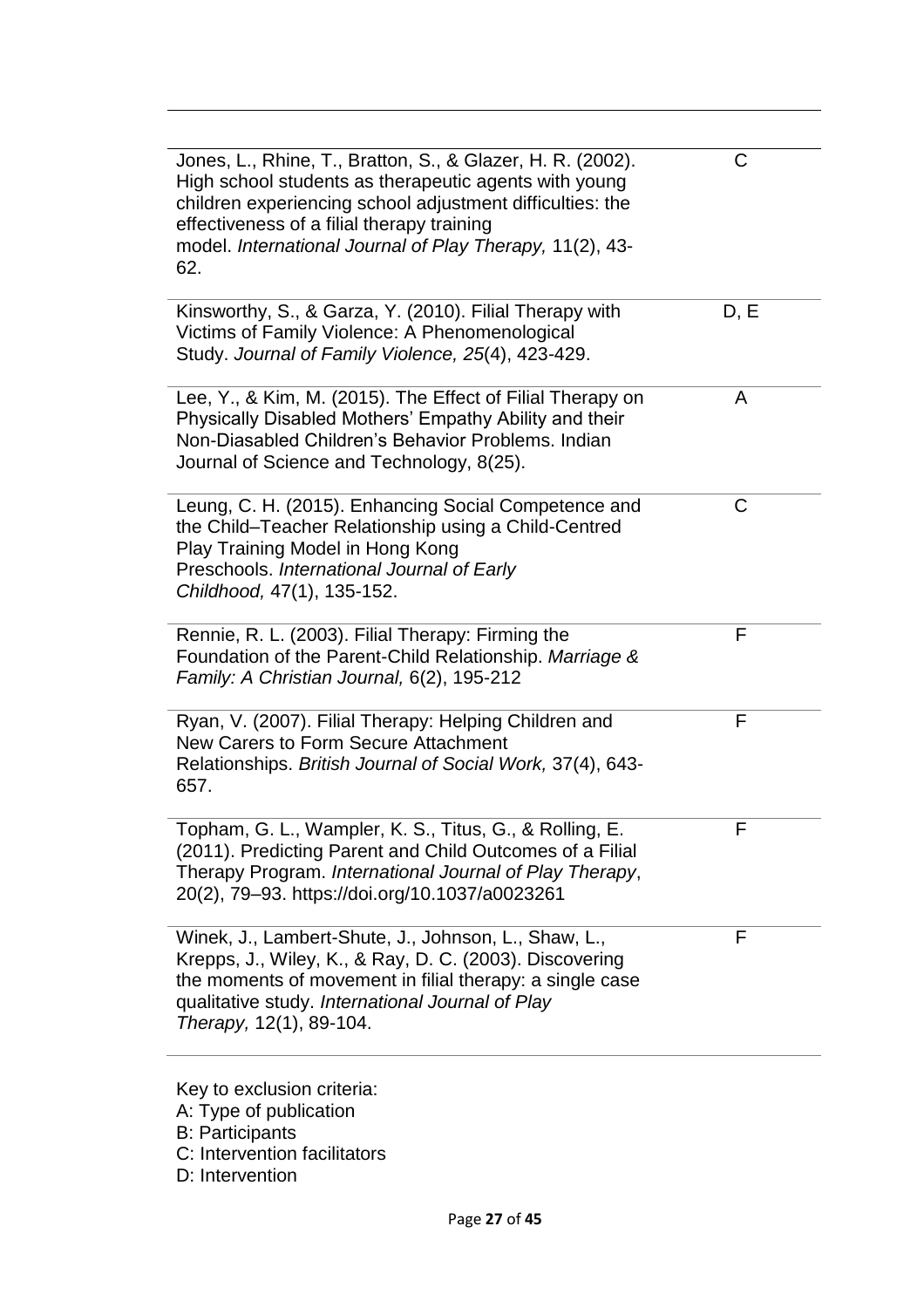| | |
|---|---|
| Jones, L., Rhine, T., Bratton, S., & Glazer, H. R. (2002). High school students as therapeutic agents with young children experiencing school adjustment difficulties: the effectiveness of a filial therapy training model. *International Journal of Play Therapy,* 11(2), 43-62. | C |
| Kinsworthy, S., & Garza, Y. (2010). Filial Therapy with Victims of Family Violence: A Phenomenological Study. *Journal of Family Violence, 25*(4), 423-429. | D, E |
| Lee, Y., & Kim, M. (2015). The Effect of Filial Therapy on Physically Disabled Mothers' Empathy Ability and their Non-Diasabled Children's Behavior Problems. Indian Journal of Science and Technology, 8(25). | A |
| Leung, C. H. (2015). Enhancing Social Competence and the Child–Teacher Relationship using a Child-Centred Play Training Model in Hong Kong Preschools. *International Journal of Early Childhood,* 47(1), 135-152. | C |
| Rennie, R. L. (2003). Filial Therapy: Firming the Foundation of the Parent-Child Relationship. *Marriage & Family: A Christian Journal,* 6(2), 195-212 | F |
| Ryan, V. (2007). Filial Therapy: Helping Children and New Carers to Form Secure Attachment Relationships. *British Journal of Social Work,* 37(4), 643-657. | F |
| Topham, G. L., Wampler, K. S., Titus, G., & Rolling, E. (2011). Predicting Parent and Child Outcomes of a Filial Therapy Program. *International Journal of Play Therapy*, 20(2), 79–93. https://doi.org/10.1037/a0023261 | F |
| Winek, J., Lambert-Shute, J., Johnson, L., Shaw, L., Krepps, J., Wiley, K., & Ray, D. C. (2003). Discovering the moments of movement in filial therapy: a single case qualitative study. *International Journal of Play Therapy,* 12(1), 89-104. | F |

Key to exclusion criteria:
A: Type of publication
B: Participants
C: Intervention facilitators
D: Intervention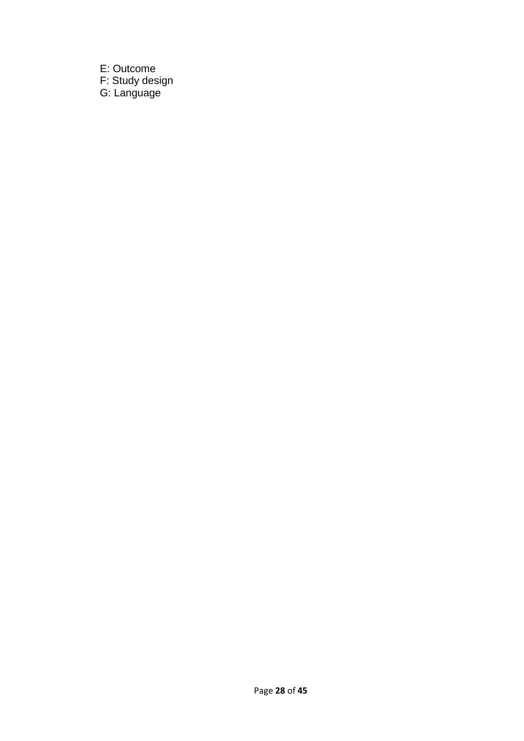E: Outcome
F: Study design
G: Language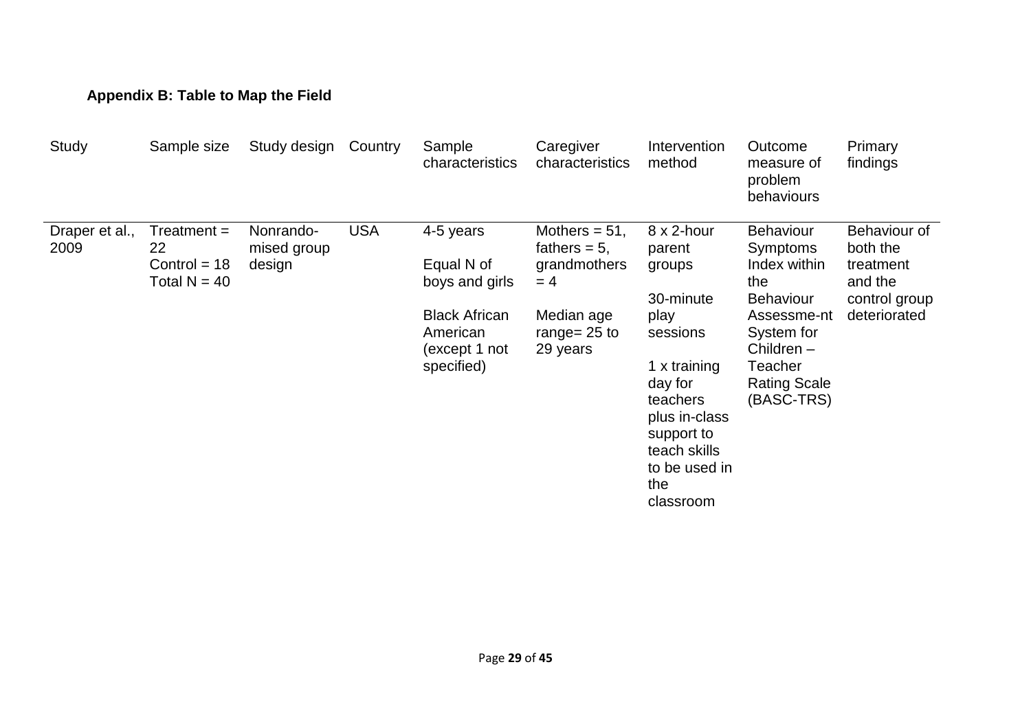**Appendix B: Table to Map the Field**

| Study | Sample size | Study design | Country | Sample characteristics | Caregiver characteristics | Intervention method | Outcome measure of problem behaviours | Primary findings |
|---|---|---|---|---|---|---|---|---|
| Draper et al., 2009 | Treatment = 22<br>Control = 18<br>Total N = 40 | Nonrando-mised group design | USA | 4-5 years<br><br>Equal N of boys and girls<br><br>Black African American (except 1 not specified) | Mothers = 51, fathers = 5, grandmothers = 4<br><br>Median age range= 25 to 29 years | 8 x 2-hour parent groups<br><br>30-minute play sessions<br><br>1 x training day for teachers plus in-class support to teach skills to be used in the classroom | Behaviour Symptoms Index within the Behaviour Assessme-nt System for Children – Teacher Rating Scale (BASC-TRS) | Behaviour of both the treatment and the control group deteriorated |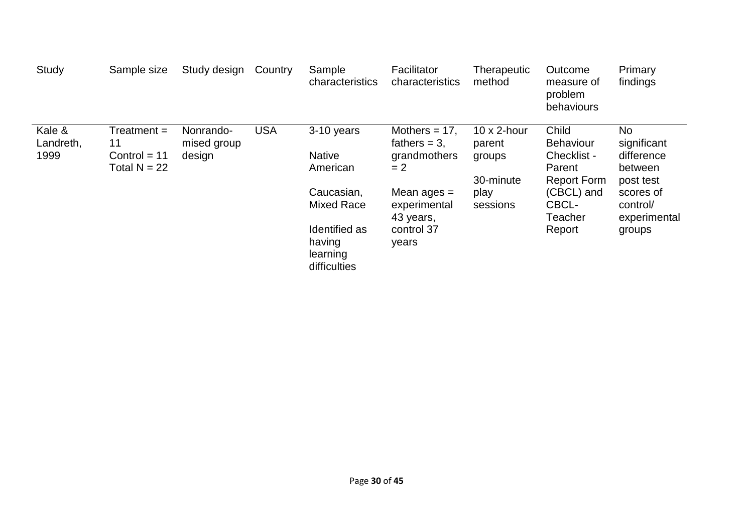| Study | Sample size | Study design | Country | Sample characteristics | Facilitator characteristics | Therapeutic method | Outcome measure of problem behaviours | Primary findings |
| --- | --- | --- | --- | --- | --- | --- | --- | --- |
| Kale & Landreth, 1999 | Treatment = 11<br>Control = 11<br>Total N = 22 | Nonrandomised group design | USA | 3-10 years<br><br>Native American<br><br>Caucasian, Mixed Race<br><br>Identified as having learning difficulties | Mothers = 17, fathers = 3, grandmothers = 2<br><br>Mean ages = experimental 43 years, control 37 years | 10 x 2-hour parent groups<br><br>30-minute play sessions | Child Behaviour Checklist - Parent Report Form (CBCL) and CBCL-Teacher Report | No significant difference between post test scores of control/ experimental groups |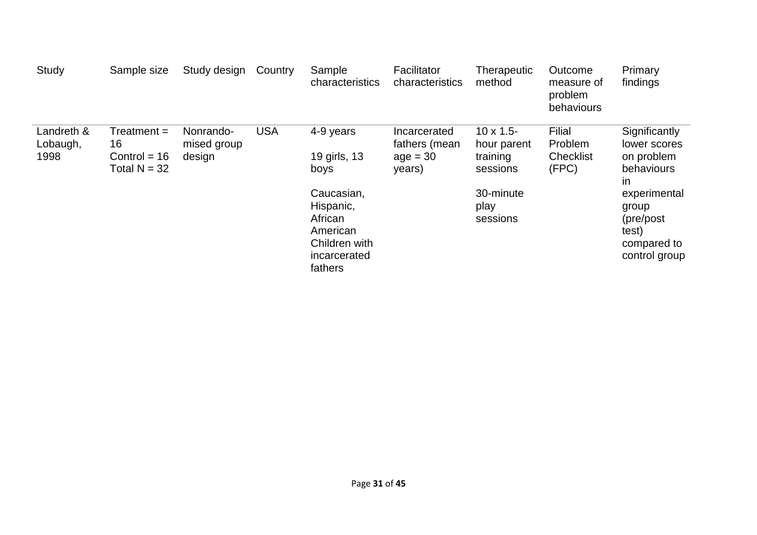| Study | Sample size | Study design | Country | Sample characteristics | Facilitator characteristics | Therapeutic method | Outcome measure of problem behaviours | Primary findings |
|---|---|---|---|---|---|---|---|---|
| Landreth & Lobaugh, 1998 | Treatment = 16<br>Control = 16<br>Total N = 32 | Nonrandomised group design | USA | 4-9 years<br><br>19 girls, 13 boys<br><br>Caucasian, Hispanic, African American<br>Children with incarcerated fathers | Incarcerated fathers (mean age = 30 years) | 10 x 1.5-hour parent training sessions<br><br>30-minute play sessions | Filial Problem Checklist (FPC) | Significantly lower scores on problem behaviours in experimental group (pre/post test) compared to control group |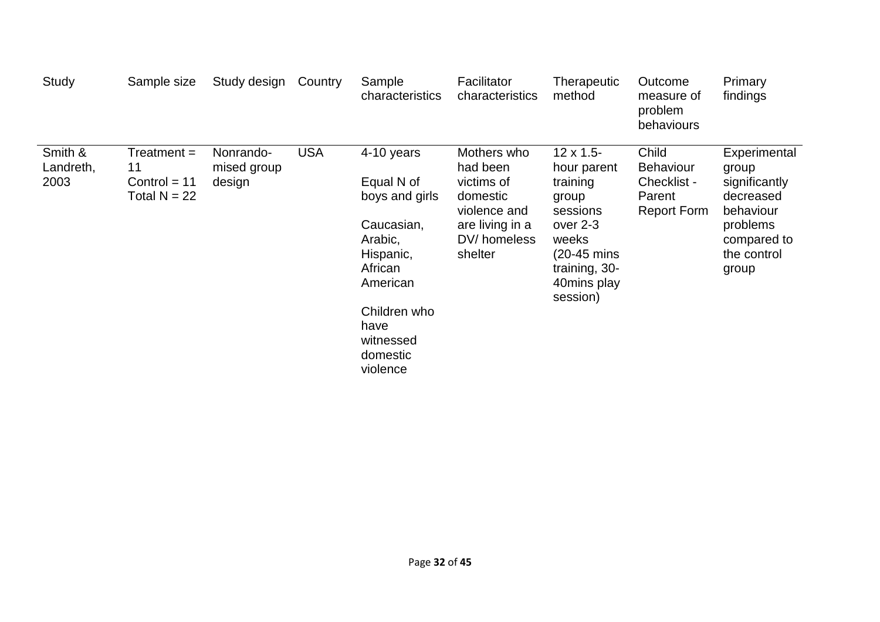| Study | Sample size | Study design | Country | Sample characteristics | Facilitator characteristics | Therapeutic method | Outcome measure of problem behaviours | Primary findings |
|---|---|---|---|---|---|---|---|---|
| Smith & Landreth, 2003 | Treatment = 11<br>Control = 11<br>Total N = 22 | Nonrandomised group design | USA | 4-10 years<br><br>Equal N of boys and girls<br><br>Caucasian, Arabic, Hispanic, African American<br><br>Children who have witnessed domestic violence | Mothers who had been victims of domestic violence and are living in a DV/ homeless shelter | 12 x 1.5-hour parent training group sessions over 2-3 weeks (20-45 mins training, 30-40mins play session) | Child Behaviour Checklist - Parent Report Form | Experimental group significantly decreased behaviour problems compared to the control group |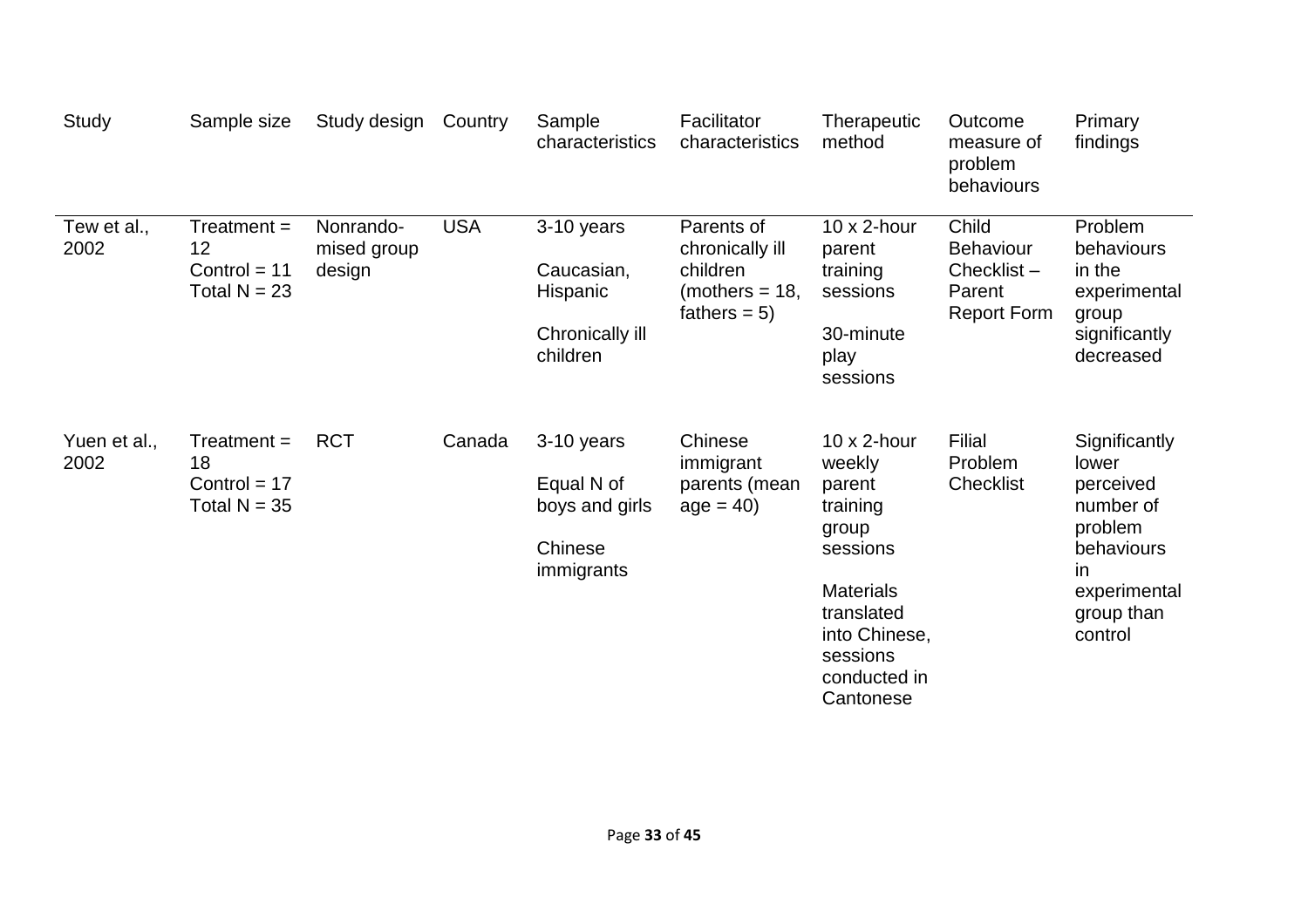| Study | Sample size | Study design | Country | Sample characteristics | Facilitator characteristics | Therapeutic method | Outcome measure of problem behaviours | Primary findings |
|---|---|---|---|---|---|---|---|---|
| Tew et al., 2002 | Treatment = 12<br>Control = 11<br>Total N = 23 | Nonrando-mised group design | USA | 3-10 years<br><br>Caucasian, Hispanic<br><br>Chronically ill children | Parents of chronically ill children (mothers = 18, fathers = 5) | 10 x 2-hour parent training sessions<br><br>30-minute play sessions | Child Behaviour Checklist – Parent Report Form | Problem behaviours in the experimental group significantly decreased |
| Yuen et al., 2002 | Treatment = 18<br>Control = 17<br>Total N = 35 | RCT | Canada | 3-10 years<br><br>Equal N of boys and girls<br><br>Chinese immigrants | Chinese immigrant parents (mean age = 40) | 10 x 2-hour weekly parent training group sessions<br><br>Materials translated into Chinese, sessions conducted in Cantonese | Filial Problem Checklist | Significantly lower perceived number of problem behaviours in experimental group than control |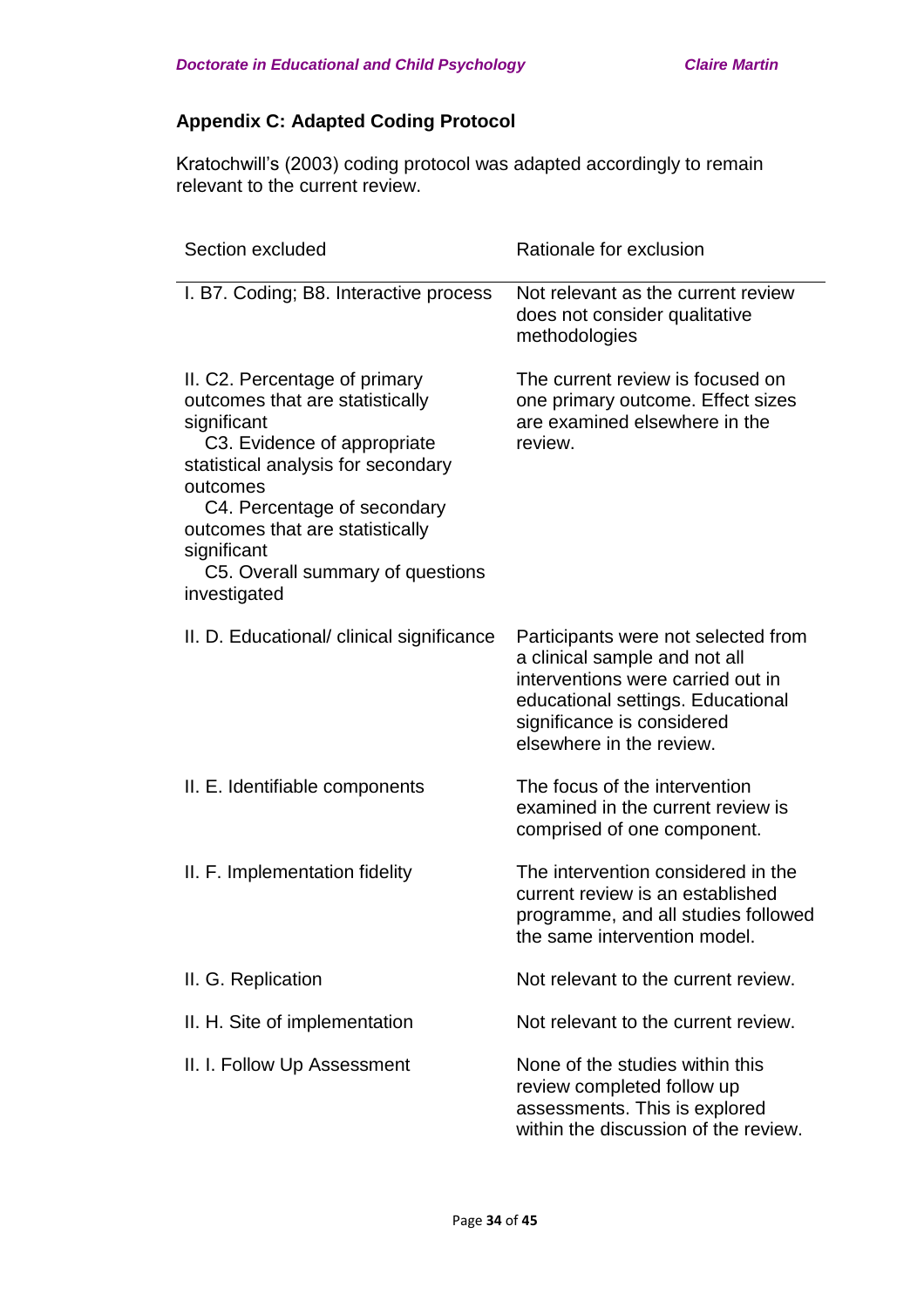## Appendix C: Adapted Coding Protocol

Kratochwill's (2003) coding protocol was adapted accordingly to remain relevant to the current review.

| Section excluded | Rationale for exclusion |
|---|---|
| I. B7. Coding; B8. Interactive process | Not relevant as the current review does not consider qualitative methodologies |
| II. C2. Percentage of primary outcomes that are statistically significant<br>C3. Evidence of appropriate statistical analysis for secondary outcomes<br>C4. Percentage of secondary outcomes that are statistically significant<br>C5. Overall summary of questions investigated | The current review is focused on one primary outcome. Effect sizes are examined elsewhere in the review. |
| II. D. Educational/ clinical significance | Participants were not selected from a clinical sample and not all interventions were carried out in educational settings. Educational significance is considered elsewhere in the review. |
| II. E. Identifiable components | The focus of the intervention examined in the current review is comprised of one component. |
| II. F. Implementation fidelity | The intervention considered in the current review is an established programme, and all studies followed the same intervention model. |
| II. G. Replication | Not relevant to the current review. |
| II. H. Site of implementation | Not relevant to the current review. |
| II. I. Follow Up Assessment | None of the studies within this review completed follow up assessments. This is explored within the discussion of the review. |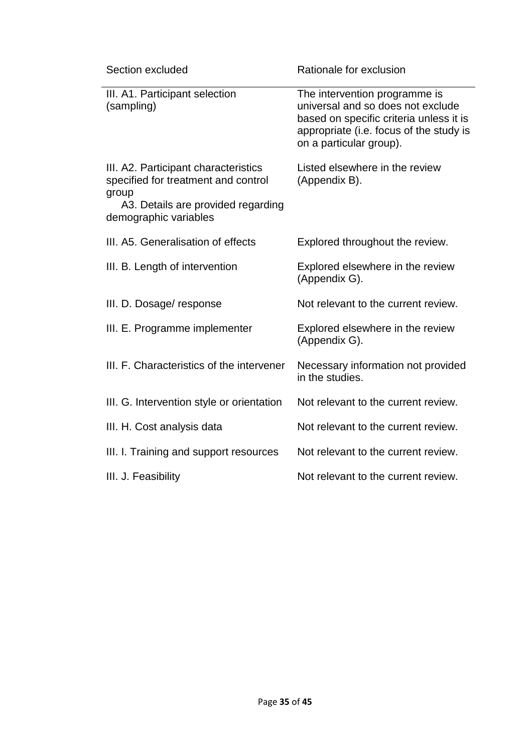| Section excluded | Rationale for exclusion |
|---|---|
| III. A1. Participant selection (sampling) | The intervention programme is universal and so does not exclude based on specific criteria unless it is appropriate (i.e. focus of the study is on a particular group). |
| III. A2. Participant characteristics specified for treatment and control group<br>A3. Details are provided regarding demographic variables | Listed elsewhere in the review (Appendix B). |
| III. A5. Generalisation of effects | Explored throughout the review. |
| III. B. Length of intervention | Explored elsewhere in the review (Appendix G). |
| III. D. Dosage/ response | Not relevant to the current review. |
| III. E. Programme implementer | Explored elsewhere in the review (Appendix G). |
| III. F. Characteristics of the intervener | Necessary information not provided in the studies. |
| III. G. Intervention style or orientation | Not relevant to the current review. |
| III. H. Cost analysis data | Not relevant to the current review. |
| III. I. Training and support resources | Not relevant to the current review. |
| III. J. Feasibility | Not relevant to the current review. |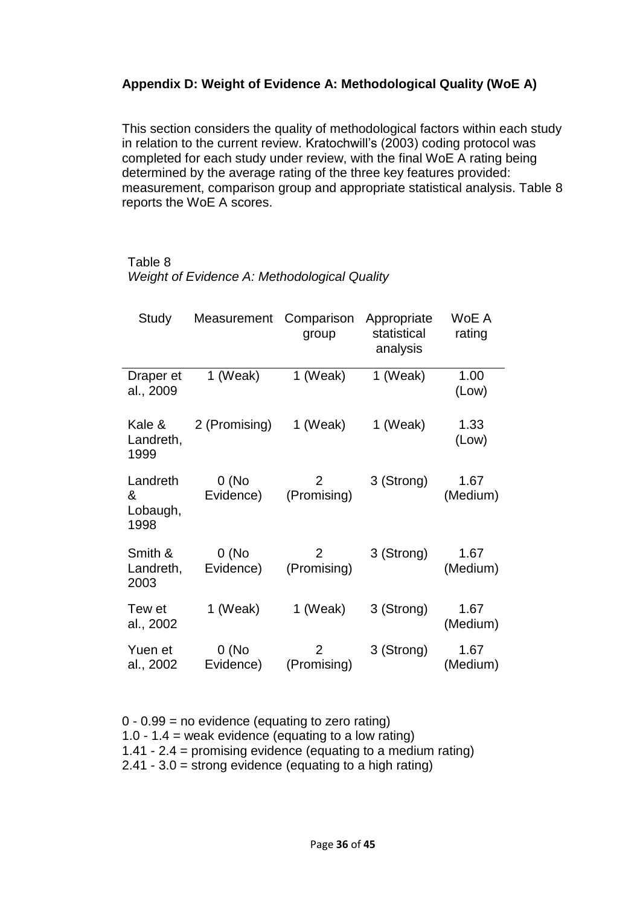## Appendix D: Weight of Evidence A: Methodological Quality (WoE A)

This section considers the quality of methodological factors within each study in relation to the current review. Kratochwill's (2003) coding protocol was completed for each study under review, with the final WoE A rating being determined by the average rating of the three key features provided: measurement, comparison group and appropriate statistical analysis. Table 8 reports the WoE A scores.

Table 8
*Weight of Evidence A: Methodological Quality*

| Study | Measurement | Comparison group | Appropriate statistical analysis | WoE A rating |
|---|---|---|---|---|
| Draper et al., 2009 | 1 (Weak) | 1 (Weak) | 1 (Weak) | 1.00 (Low) |
| Kale & Landreth, 1999 | 2 (Promising) | 1 (Weak) | 1 (Weak) | 1.33 (Low) |
| Landreth & Lobaugh, 1998 | 0 (No Evidence) | 2 (Promising) | 3 (Strong) | 1.67 (Medium) |
| Smith & Landreth, 2003 | 0 (No Evidence) | 2 (Promising) | 3 (Strong) | 1.67 (Medium) |
| Tew et al., 2002 | 1 (Weak) | 1 (Weak) | 3 (Strong) | 1.67 (Medium) |
| Yuen et al., 2002 | 0 (No Evidence) | 2 (Promising) | 3 (Strong) | 1.67 (Medium) |

0 - 0.99 = no evidence (equating to zero rating)
1.0 - 1.4 = weak evidence (equating to a low rating)
1.41 - 2.4 = promising evidence (equating to a medium rating)
2.41 - 3.0 = strong evidence (equating to a high rating)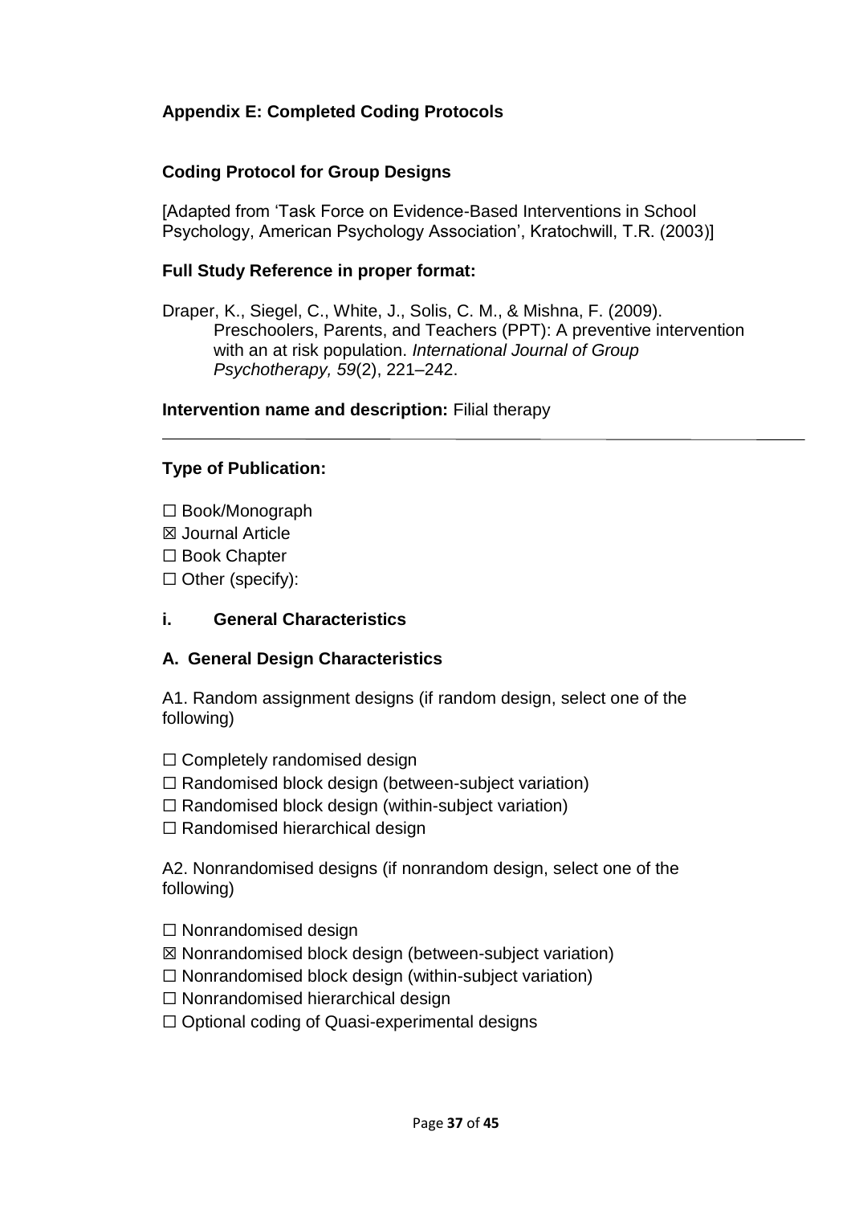## Appendix E: Completed Coding Protocols

### Coding Protocol for Group Designs

[Adapted from 'Task Force on Evidence-Based Interventions in School Psychology, American Psychology Association', Kratochwill, T.R. (2003)]

**Full Study Reference in proper format:**

Draper, K., Siegel, C., White, J., Solis, C. M., & Mishna, F. (2009). Preschoolers, Parents, and Teachers (PPT): A preventive intervention with an at risk population. *International Journal of Group Psychotherapy, 59*(2), 221–242.

**Intervention name and description:** Filial therapy

---

**Type of Publication:**

☐ Book/Monograph
☒ Journal Article
☐ Book Chapter
☐ Other (specify):

### i. General Characteristics

### A. General Design Characteristics

A1. Random assignment designs (if random design, select one of the following)

☐ Completely randomised design
☐ Randomised block design (between-subject variation)
☐ Randomised block design (within-subject variation)
☐ Randomised hierarchical design

A2. Nonrandomised designs (if nonrandom design, select one of the following)

☐ Nonrandomised design
☒ Nonrandomised block design (between-subject variation)
☐ Nonrandomised block design (within-subject variation)
☐ Nonrandomised hierarchical design
☐ Optional coding of Quasi-experimental designs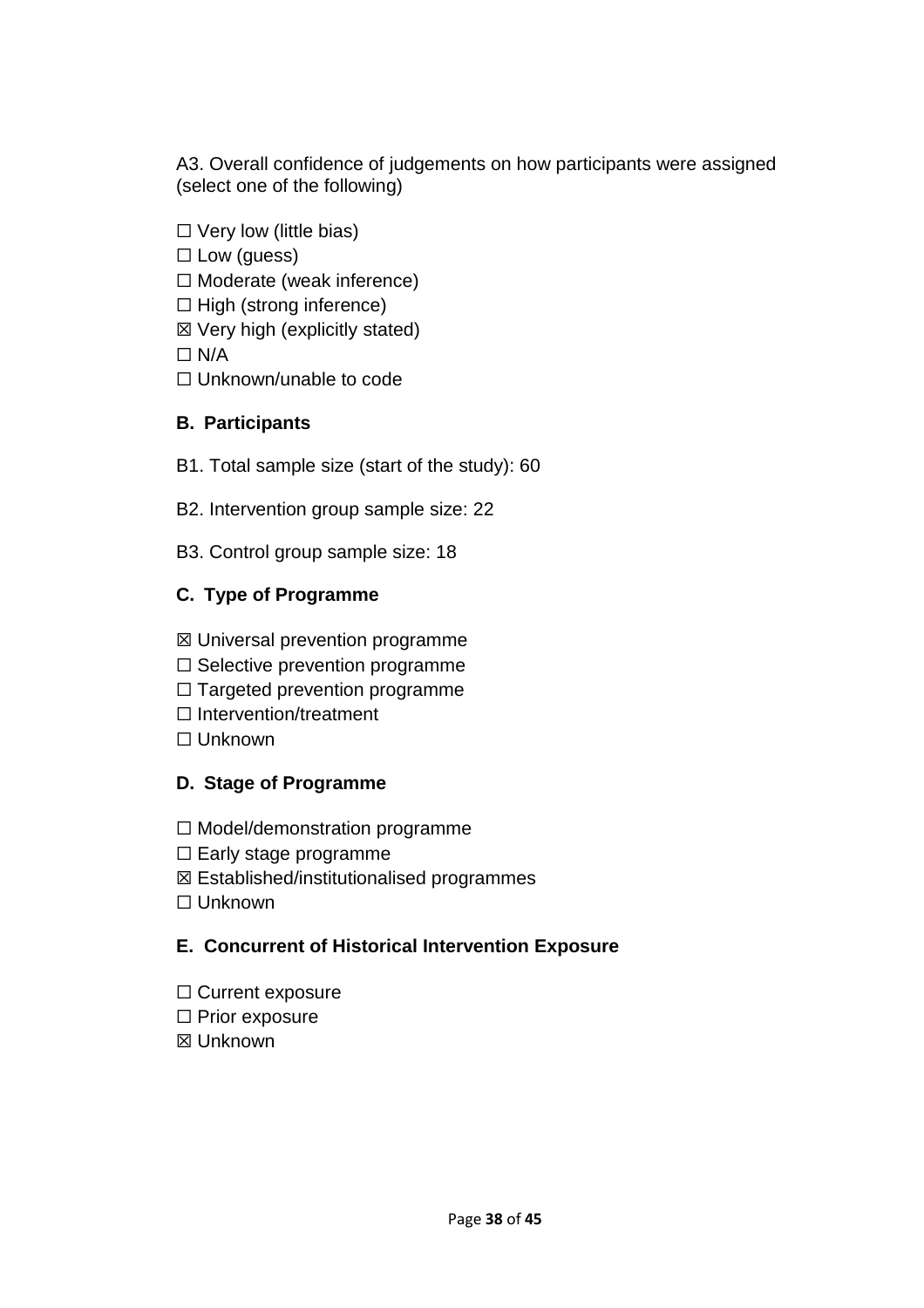A3. Overall confidence of judgements on how participants were assigned (select one of the following)

☐ Very low (little bias)
☐ Low (guess)
☐ Moderate (weak inference)
☐ High (strong inference)
☒ Very high (explicitly stated)
☐ N/A
☐ Unknown/unable to code

**B. Participants**

B1. Total sample size (start of the study): 60

B2. Intervention group sample size: 22

B3. Control group sample size: 18

**C. Type of Programme**

☒ Universal prevention programme
☐ Selective prevention programme
☐ Targeted prevention programme
☐ Intervention/treatment
☐ Unknown

**D. Stage of Programme**

☐ Model/demonstration programme
☐ Early stage programme
☒ Established/institutionalised programmes
☐ Unknown

**E. Concurrent of Historical Intervention Exposure**

☐ Current exposure
☐ Prior exposure
☒ Unknown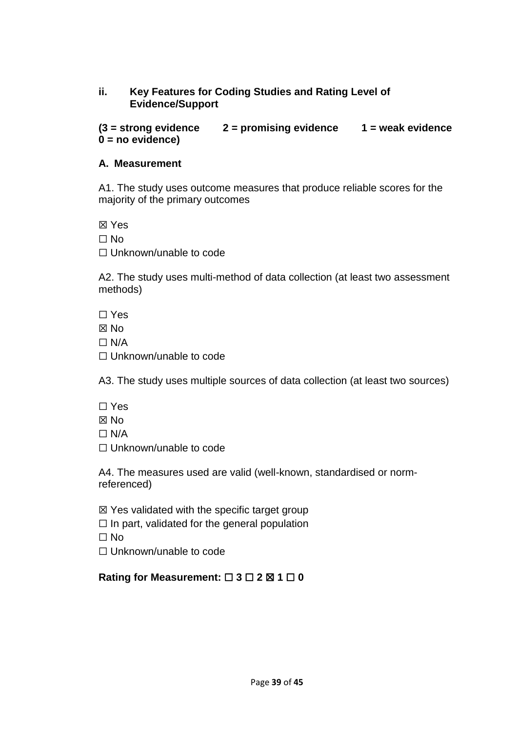### ii. Key Features for Coding Studies and Rating Level of Evidence/Support

**(3 = strong evidence 2 = promising evidence 1 = weak evidence 0 = no evidence)**

**A. Measurement**

A1. The study uses outcome measures that produce reliable scores for the majority of the primary outcomes

☒ Yes
☐ No
☐ Unknown/unable to code

A2. The study uses multi-method of data collection (at least two assessment methods)

☐ Yes
☒ No
☐ N/A
☐ Unknown/unable to code

A3. The study uses multiple sources of data collection (at least two sources)

☐ Yes
☒ No
☐ N/A
☐ Unknown/unable to code

A4. The measures used are valid (well-known, standardised or norm-referenced)

☒ Yes validated with the specific target group
☐ In part, validated for the general population
☐ No
☐ Unknown/unable to code

**Rating for Measurement: ☐ 3 ☐ 2 ☒ 1 ☐ 0**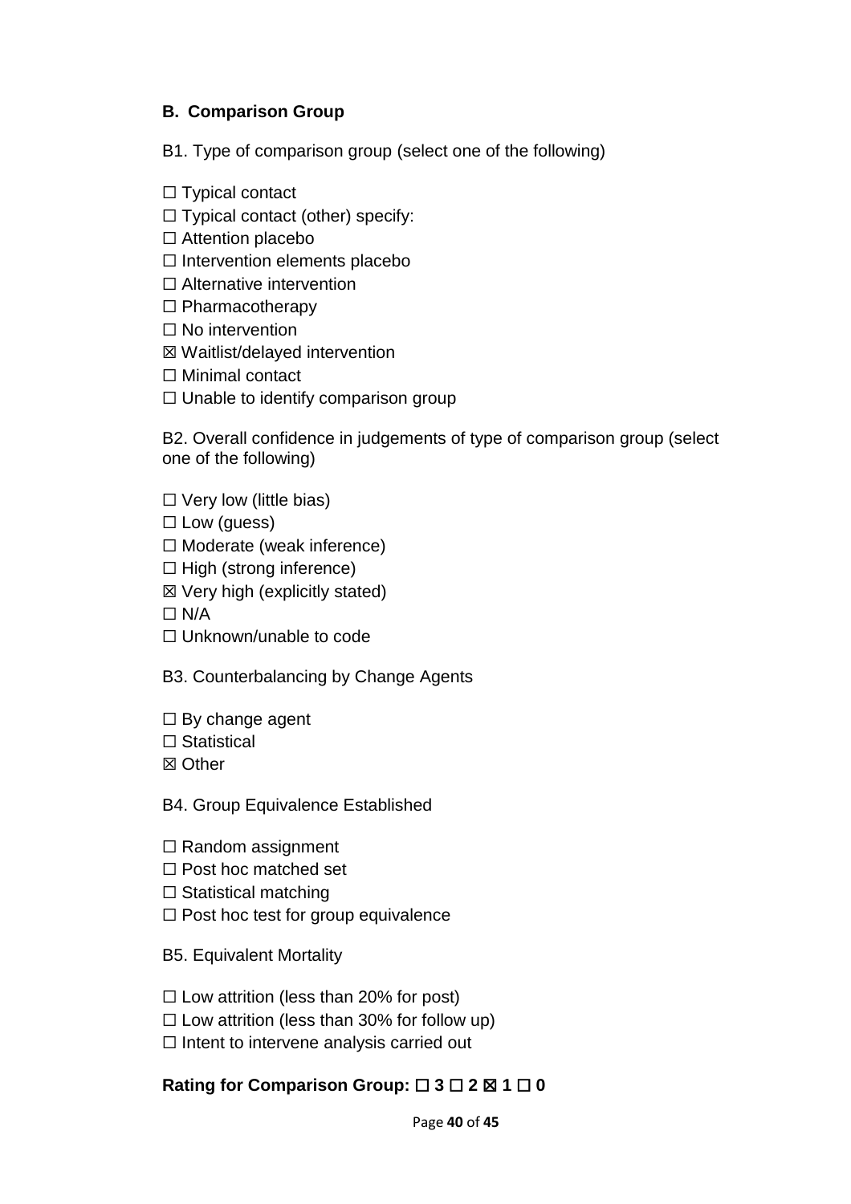### B. Comparison Group

B1. Type of comparison group (select one of the following)

☐ Typical contact
☐ Typical contact (other) specify:
☐ Attention placebo
☐ Intervention elements placebo
☐ Alternative intervention
☐ Pharmacotherapy
☐ No intervention
☒ Waitlist/delayed intervention
☐ Minimal contact
☐ Unable to identify comparison group

B2. Overall confidence in judgements of type of comparison group (select one of the following)

☐ Very low (little bias)
☐ Low (guess)
☐ Moderate (weak inference)
☐ High (strong inference)
☒ Very high (explicitly stated)
☐ N/A
☐ Unknown/unable to code

B3. Counterbalancing by Change Agents

☐ By change agent
☐ Statistical
☒ Other

B4. Group Equivalence Established

☐ Random assignment
☐ Post hoc matched set
☐ Statistical matching
☐ Post hoc test for group equivalence

B5. Equivalent Mortality

☐ Low attrition (less than 20% for post)
☐ Low attrition (less than 30% for follow up)
☐ Intent to intervene analysis carried out

**Rating for Comparison Group: ☐ 3 ☐ 2 ☒ 1 ☐ 0**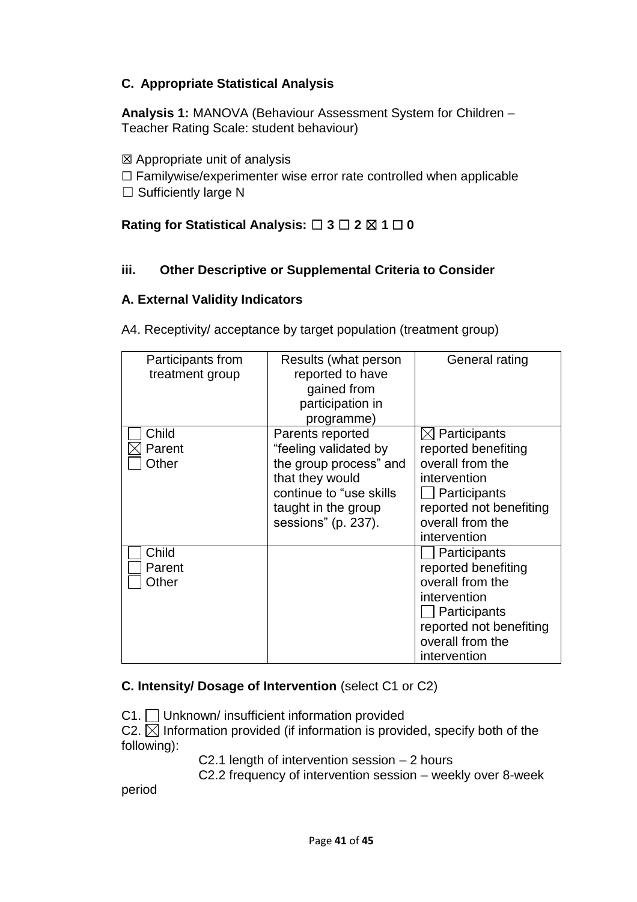### C. Appropriate Statistical Analysis

**Analysis 1:** MANOVA (Behaviour Assessment System for Children – Teacher Rating Scale: student behaviour)

☒ Appropriate unit of analysis
☐ Familywise/experimenter wise error rate controlled when applicable
☐ Sufficiently large N

**Rating for Statistical Analysis: ☐ 3 ☐ 2 ☒ 1 ☐ 0**

### iii. Other Descriptive or Supplemental Criteria to Consider

### A. External Validity Indicators

A4. Receptivity/ acceptance by target population (treatment group)

| Participants from treatment group | Results (what person reported to have gained from participation in programme) | General rating |
|---|---|---|
| ☐ Child<br>☒ Parent<br>☐ Other | Parents reported "feeling validated by the group process" and that they would continue to "use skills taught in the group sessions" (p. 237). | ☒ Participants reported benefiting overall from the intervention<br>☐ Participants reported not benefiting overall from the intervention |
| ☐ Child<br>☐ Parent<br>☐ Other | | ☐ Participants reported benefiting overall from the intervention<br>☐ Participants reported not benefiting overall from the intervention |

### C. Intensity/ Dosage of Intervention (select C1 or C2)

C1. ☐ Unknown/ insufficient information provided
C2. ☒ Information provided (if information is provided, specify both of the following):

C2.1 length of intervention session – 2 hours
C2.2 frequency of intervention session – weekly over 8-week period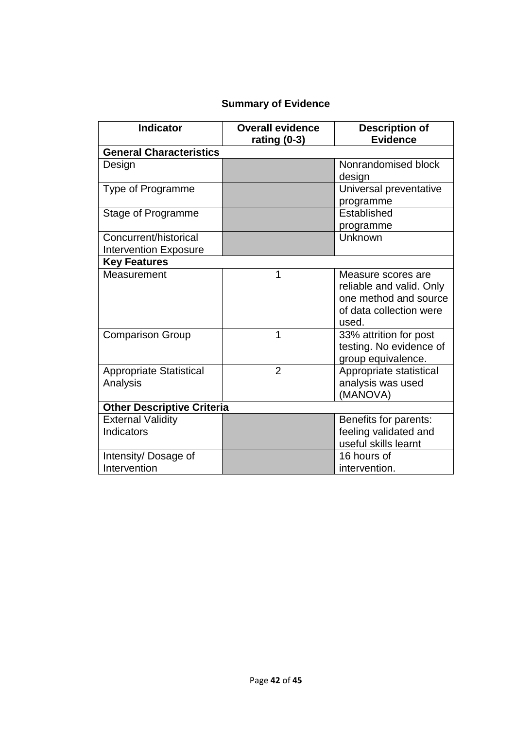## Summary of Evidence

| Indicator | Overall evidence rating (0-3) | Description of Evidence |
|---|---|---|
| **General Characteristics** | | |
| Design | | Nonrandomised block design |
| Type of Programme | | Universal preventative programme |
| Stage of Programme | | Established programme |
| Concurrent/historical Intervention Exposure | | Unknown |
| **Key Features** | | |
| Measurement | 1 | Measure scores are reliable and valid. Only one method and source of data collection were used. |
| Comparison Group | 1 | 33% attrition for post testing. No evidence of group equivalence. |
| Appropriate Statistical Analysis | 2 | Appropriate statistical analysis was used (MANOVA) |
| **Other Descriptive Criteria** | | |
| External Validity Indicators | | Benefits for parents: feeling validated and useful skills learnt |
| Intensity/ Dosage of Intervention | | 16 hours of intervention. |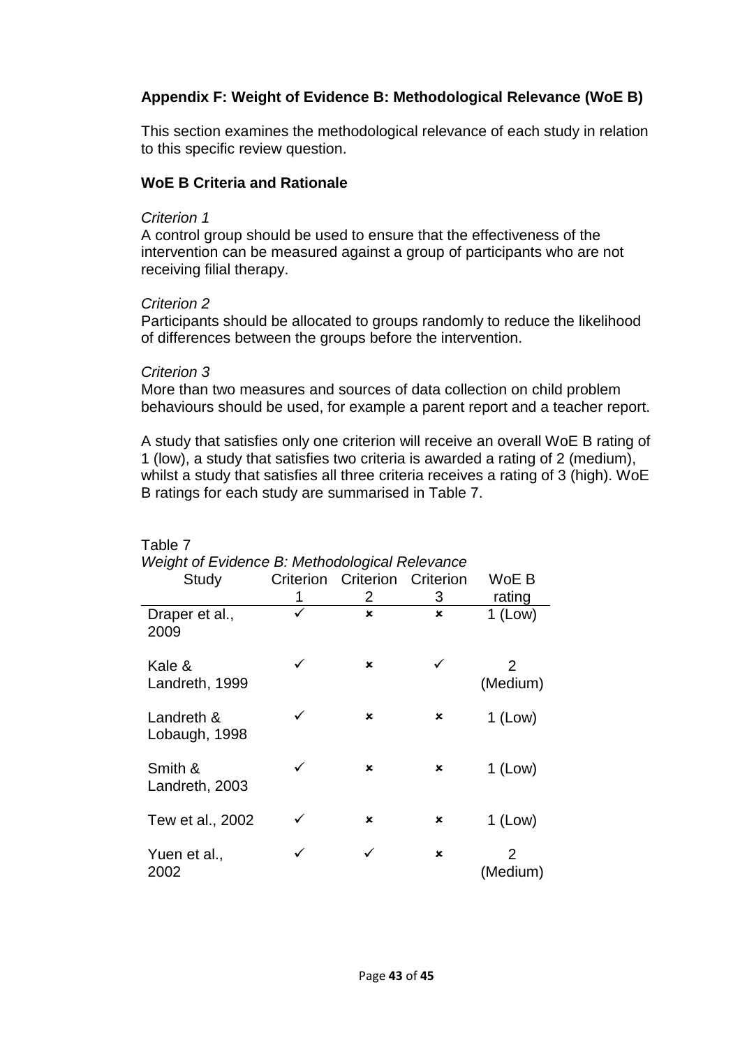## Appendix F: Weight of Evidence B: Methodological Relevance (WoE B)

This section examines the methodological relevance of each study in relation to this specific review question.

### WoE B Criteria and Rationale

*Criterion 1*
A control group should be used to ensure that the effectiveness of the intervention can be measured against a group of participants who are not receiving filial therapy.

*Criterion 2*
Participants should be allocated to groups randomly to reduce the likelihood of differences between the groups before the intervention.

*Criterion 3*
More than two measures and sources of data collection on child problem behaviours should be used, for example a parent report and a teacher report.

A study that satisfies only one criterion will receive an overall WoE B rating of 1 (low), a study that satisfies two criteria is awarded a rating of 2 (medium), whilst a study that satisfies all three criteria receives a rating of 3 (high). WoE B ratings for each study are summarised in Table 7.

Table 7
*Weight of Evidence B: Methodological Relevance*

| Study | Criterion 1 | Criterion 2 | Criterion 3 | WoE B rating |
|---|---|---|---|---|
| Draper et al., 2009 | ✓ | ✗ | ✗ | 1 (Low) |
| Kale & Landreth, 1999 | ✓ | ✗ | ✓ | 2 (Medium) |
| Landreth & Lobaugh, 1998 | ✓ | ✗ | ✗ | 1 (Low) |
| Smith & Landreth, 2003 | ✓ | ✗ | ✗ | 1 (Low) |
| Tew et al., 2002 | ✓ | ✗ | ✗ | 1 (Low) |
| Yuen et al., 2002 | ✓ | ✓ | ✗ | 2 (Medium) |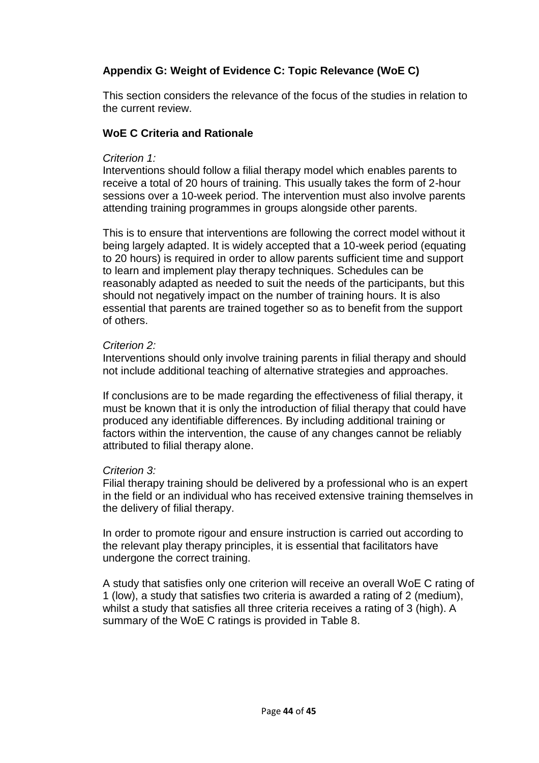## Appendix G: Weight of Evidence C: Topic Relevance (WoE C)

This section considers the relevance of the focus of the studies in relation to the current review.

### WoE C Criteria and Rationale

*Criterion 1:*
Interventions should follow a filial therapy model which enables parents to receive a total of 20 hours of training. This usually takes the form of 2-hour sessions over a 10-week period. The intervention must also involve parents attending training programmes in groups alongside other parents.

This is to ensure that interventions are following the correct model without it being largely adapted. It is widely accepted that a 10-week period (equating to 20 hours) is required in order to allow parents sufficient time and support to learn and implement play therapy techniques. Schedules can be reasonably adapted as needed to suit the needs of the participants, but this should not negatively impact on the number of training hours. It is also essential that parents are trained together so as to benefit from the support of others.

*Criterion 2:*
Interventions should only involve training parents in filial therapy and should not include additional teaching of alternative strategies and approaches.

If conclusions are to be made regarding the effectiveness of filial therapy, it must be known that it is only the introduction of filial therapy that could have produced any identifiable differences. By including additional training or factors within the intervention, the cause of any changes cannot be reliably attributed to filial therapy alone.

*Criterion 3:*
Filial therapy training should be delivered by a professional who is an expert in the field or an individual who has received extensive training themselves in the delivery of filial therapy.

In order to promote rigour and ensure instruction is carried out according to the relevant play therapy principles, it is essential that facilitators have undergone the correct training.

A study that satisfies only one criterion will receive an overall WoE C rating of 1 (low), a study that satisfies two criteria is awarded a rating of 2 (medium), whilst a study that satisfies all three criteria receives a rating of 3 (high). A summary of the WoE C ratings is provided in Table 8.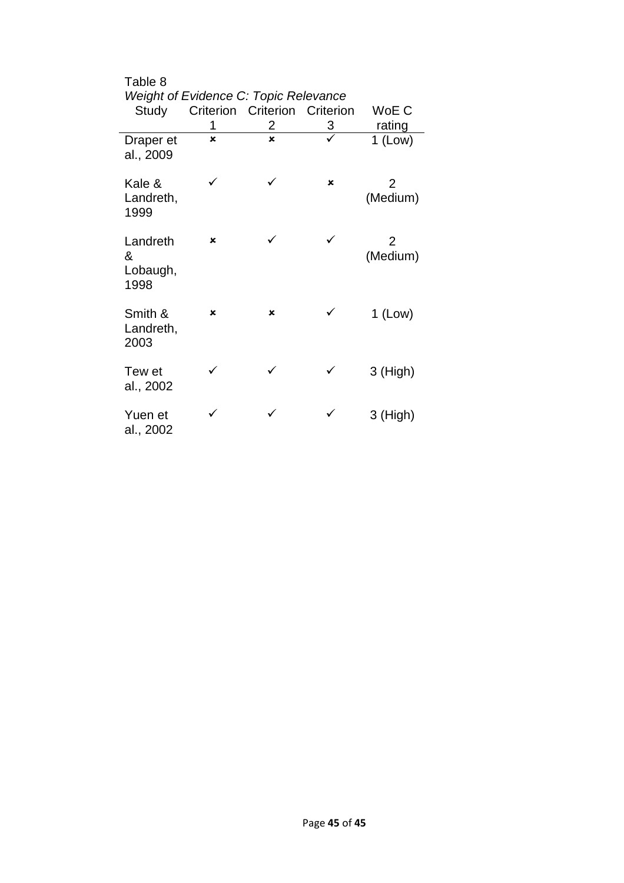Table 8

*Weight of Evidence C: Topic Relevance*

| Study | Criterion 1 | Criterion 2 | Criterion 3 | WoE C rating |
|---|---|---|---|---|
| Draper et al., 2009 | ✗ | ✗ | ✓ | 1 (Low) |
| Kale & Landreth, 1999 | ✓ | ✓ | ✗ | 2 (Medium) |
| Landreth & Lobaugh, 1998 | ✗ | ✓ | ✓ | 2 (Medium) |
| Smith & Landreth, 2003 | ✗ | ✗ | ✓ | 1 (Low) |
| Tew et al., 2002 | ✓ | ✓ | ✓ | 3 (High) |
| Yuen et al., 2002 | ✓ | ✓ | ✓ | 3 (High) |